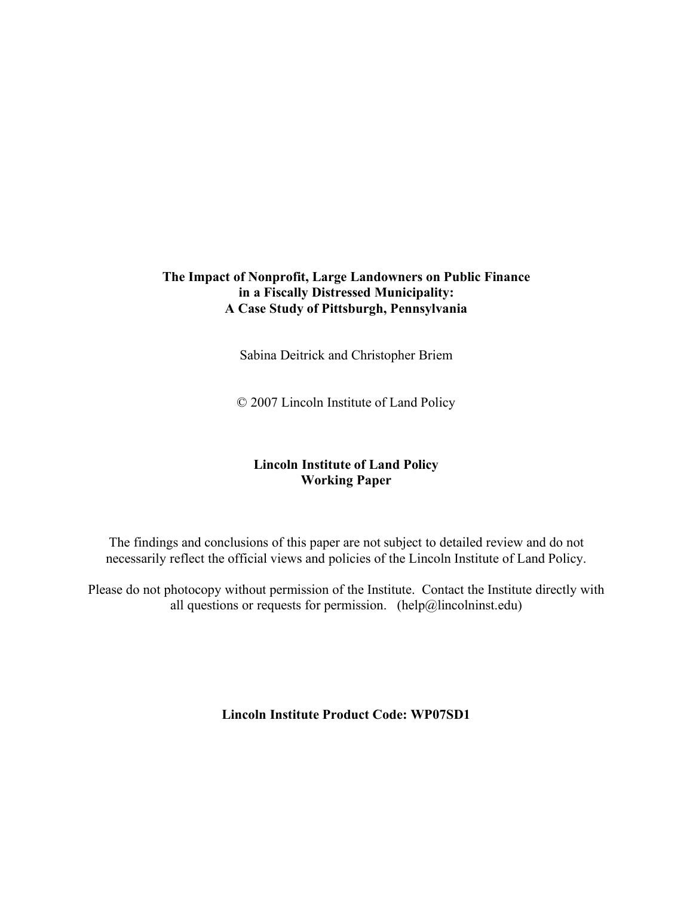# The Impact of Nonprofit, Large Landowners on Public Finance in a Fiscally Distressed Municipality: A Case Study of Pittsburgh, Pennsylvania

Sabina Deitrick and Christopher Briem

© 2007 Lincoln Institute of Land Policy

**Lincoln Institute of Land Policy**
**Working Paper**

The findings and conclusions of this paper are not subject to detailed review and do not necessarily reflect the official views and policies of the Lincoln Institute of Land Policy.

Please do not photocopy without permission of the Institute. Contact the Institute directly with all questions or requests for permission. (help@lincolninst.edu)

**Lincoln Institute Product Code: WP07SD1**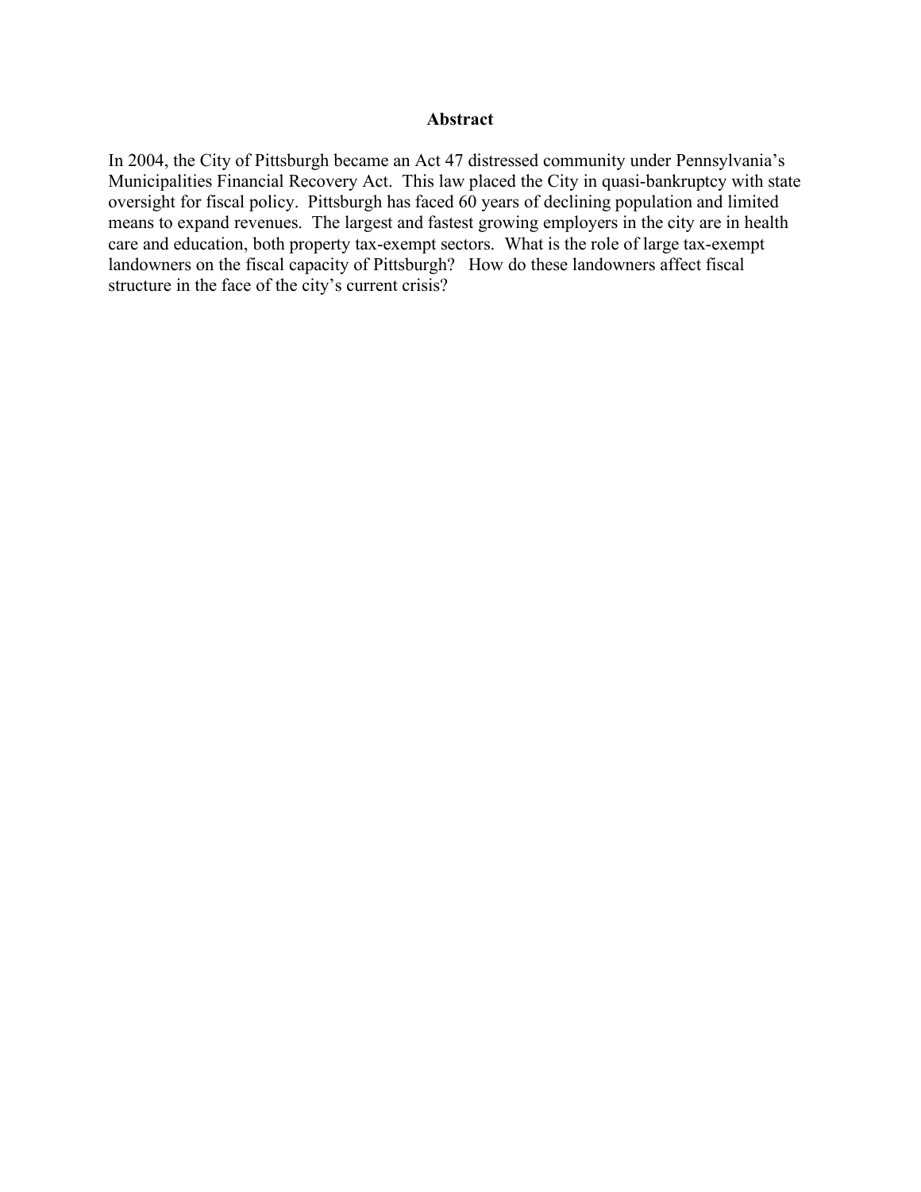# Abstract

In 2004, the City of Pittsburgh became an Act 47 distressed community under Pennsylvania's Municipalities Financial Recovery Act. This law placed the City in quasi-bankruptcy with state oversight for fiscal policy. Pittsburgh has faced 60 years of declining population and limited means to expand revenues. The largest and fastest growing employers in the city are in health care and education, both property tax-exempt sectors. What is the role of large tax-exempt landowners on the fiscal capacity of Pittsburgh? How do these landowners affect fiscal structure in the face of the city's current crisis?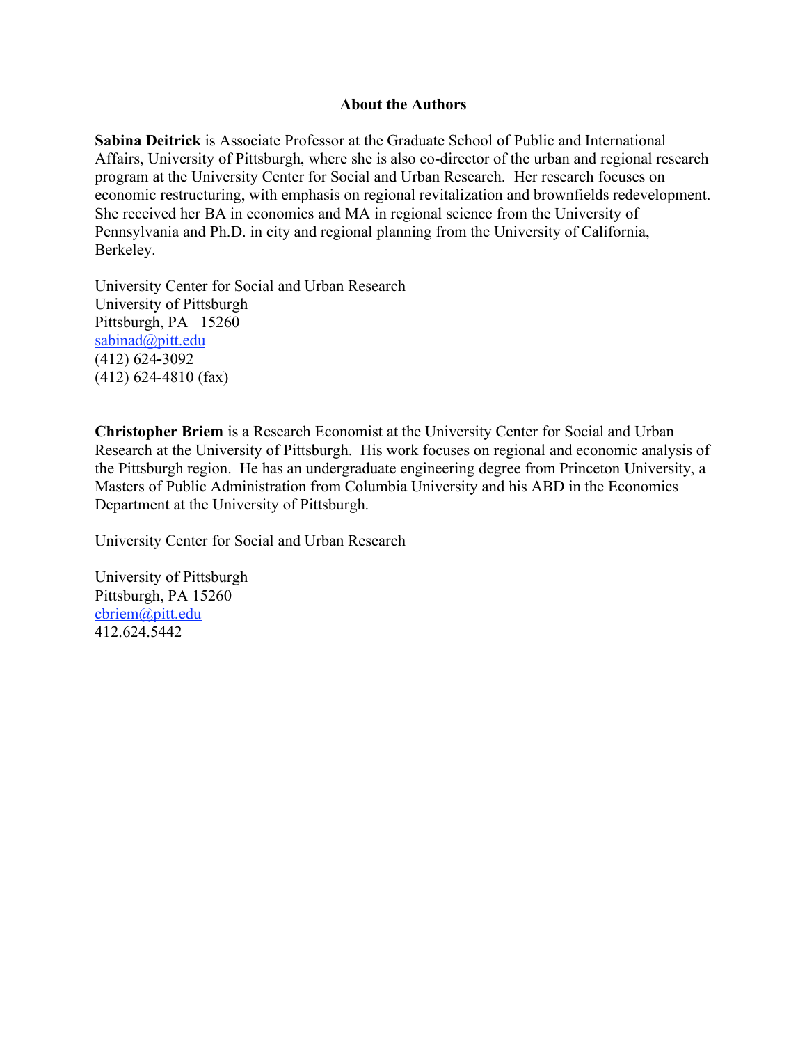## About the Authors

**Sabina Deitrick** is Associate Professor at the Graduate School of Public and International Affairs, University of Pittsburgh, where she is also co-director of the urban and regional research program at the University Center for Social and Urban Research. Her research focuses on economic restructuring, with emphasis on regional revitalization and brownfields redevelopment. She received her BA in economics and MA in regional science from the University of Pennsylvania and Ph.D. in city and regional planning from the University of California, Berkeley.

University Center for Social and Urban Research  
University of Pittsburgh  
Pittsburgh, PA 15260  
sabinad@pitt.edu  
(412) 624-3092  
(412) 624-4810 (fax)

**Christopher Briem** is a Research Economist at the University Center for Social and Urban Research at the University of Pittsburgh. His work focuses on regional and economic analysis of the Pittsburgh region. He has an undergraduate engineering degree from Princeton University, a Masters of Public Administration from Columbia University and his ABD in the Economics Department at the University of Pittsburgh.

University Center for Social and Urban Research

University of Pittsburgh  
Pittsburgh, PA 15260  
cbriem@pitt.edu  
412.624.5442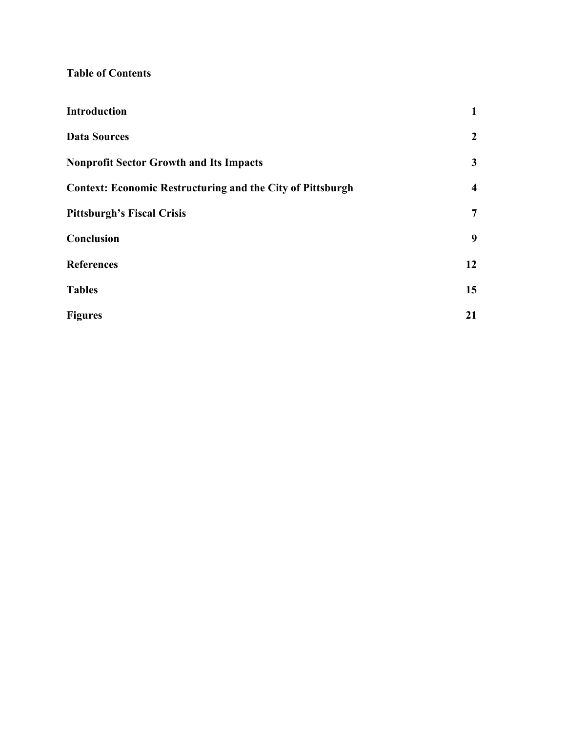**Table of Contents**

| | |
|---|---|
| **Introduction** | **1** |
| **Data Sources** | **2** |
| **Nonprofit Sector Growth and Its Impacts** | **3** |
| **Context: Economic Restructuring and the City of Pittsburgh** | **4** |
| **Pittsburgh's Fiscal Crisis** | **7** |
| **Conclusion** | **9** |
| **References** | **12** |
| **Tables** | **15** |
| **Figures** | **21** |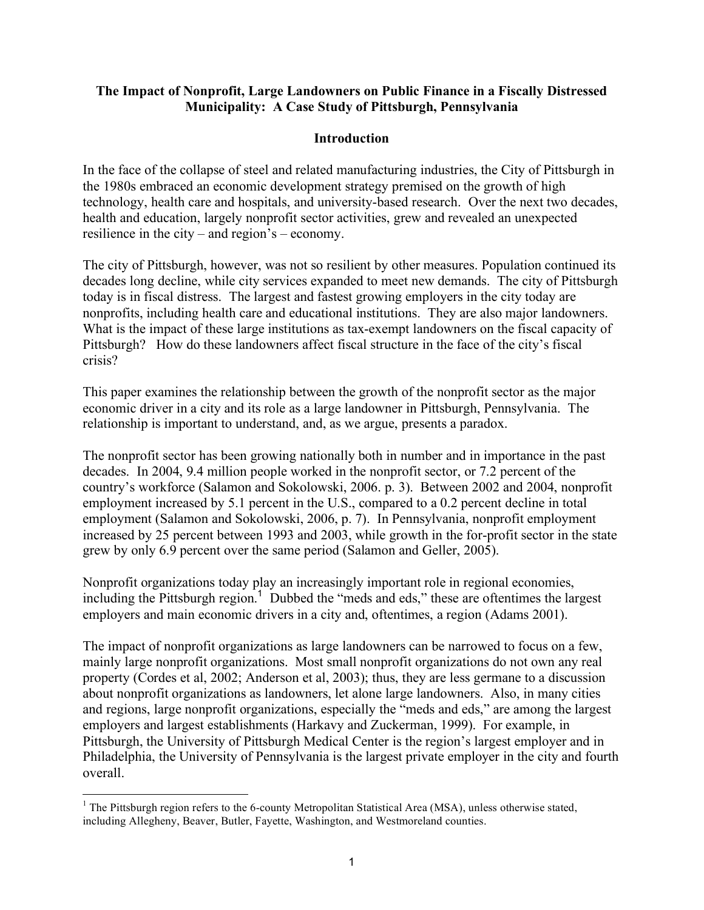**The Impact of Nonprofit, Large Landowners on Public Finance in a Fiscally Distressed Municipality: A Case Study of Pittsburgh, Pennsylvania**

## Introduction

In the face of the collapse of steel and related manufacturing industries, the City of Pittsburgh in the 1980s embraced an economic development strategy premised on the growth of high technology, health care and hospitals, and university-based research. Over the next two decades, health and education, largely nonprofit sector activities, grew and revealed an unexpected resilience in the city – and region's – economy.

The city of Pittsburgh, however, was not so resilient by other measures. Population continued its decades long decline, while city services expanded to meet new demands. The city of Pittsburgh today is in fiscal distress. The largest and fastest growing employers in the city today are nonprofits, including health care and educational institutions. They are also major landowners. What is the impact of these large institutions as tax-exempt landowners on the fiscal capacity of Pittsburgh? How do these landowners affect fiscal structure in the face of the city's fiscal crisis?

This paper examines the relationship between the growth of the nonprofit sector as the major economic driver in a city and its role as a large landowner in Pittsburgh, Pennsylvania. The relationship is important to understand, and, as we argue, presents a paradox.

The nonprofit sector has been growing nationally both in number and in importance in the past decades. In 2004, 9.4 million people worked in the nonprofit sector, or 7.2 percent of the country's workforce (Salamon and Sokolowski, 2006. p. 3). Between 2002 and 2004, nonprofit employment increased by 5.1 percent in the U.S., compared to a 0.2 percent decline in total employment (Salamon and Sokolowski, 2006, p. 7). In Pennsylvania, nonprofit employment increased by 25 percent between 1993 and 2003, while growth in the for-profit sector in the state grew by only 6.9 percent over the same period (Salamon and Geller, 2005).

Nonprofit organizations today play an increasingly important role in regional economies, including the Pittsburgh region.[1] Dubbed the "meds and eds," these are oftentimes the largest employers and main economic drivers in a city and, oftentimes, a region (Adams 2001).

The impact of nonprofit organizations as large landowners can be narrowed to focus on a few, mainly large nonprofit organizations. Most small nonprofit organizations do not own any real property (Cordes et al, 2002; Anderson et al, 2003); thus, they are less germane to a discussion about nonprofit organizations as landowners, let alone large landowners. Also, in many cities and regions, large nonprofit organizations, especially the "meds and eds," are among the largest employers and largest establishments (Harkavy and Zuckerman, 1999). For example, in Pittsburgh, the University of Pittsburgh Medical Center is the region's largest employer and in Philadelphia, the University of Pennsylvania is the largest private employer in the city and fourth overall.

[1] The Pittsburgh region refers to the 6-county Metropolitan Statistical Area (MSA), unless otherwise stated, including Allegheny, Beaver, Butler, Fayette, Washington, and Westmoreland counties.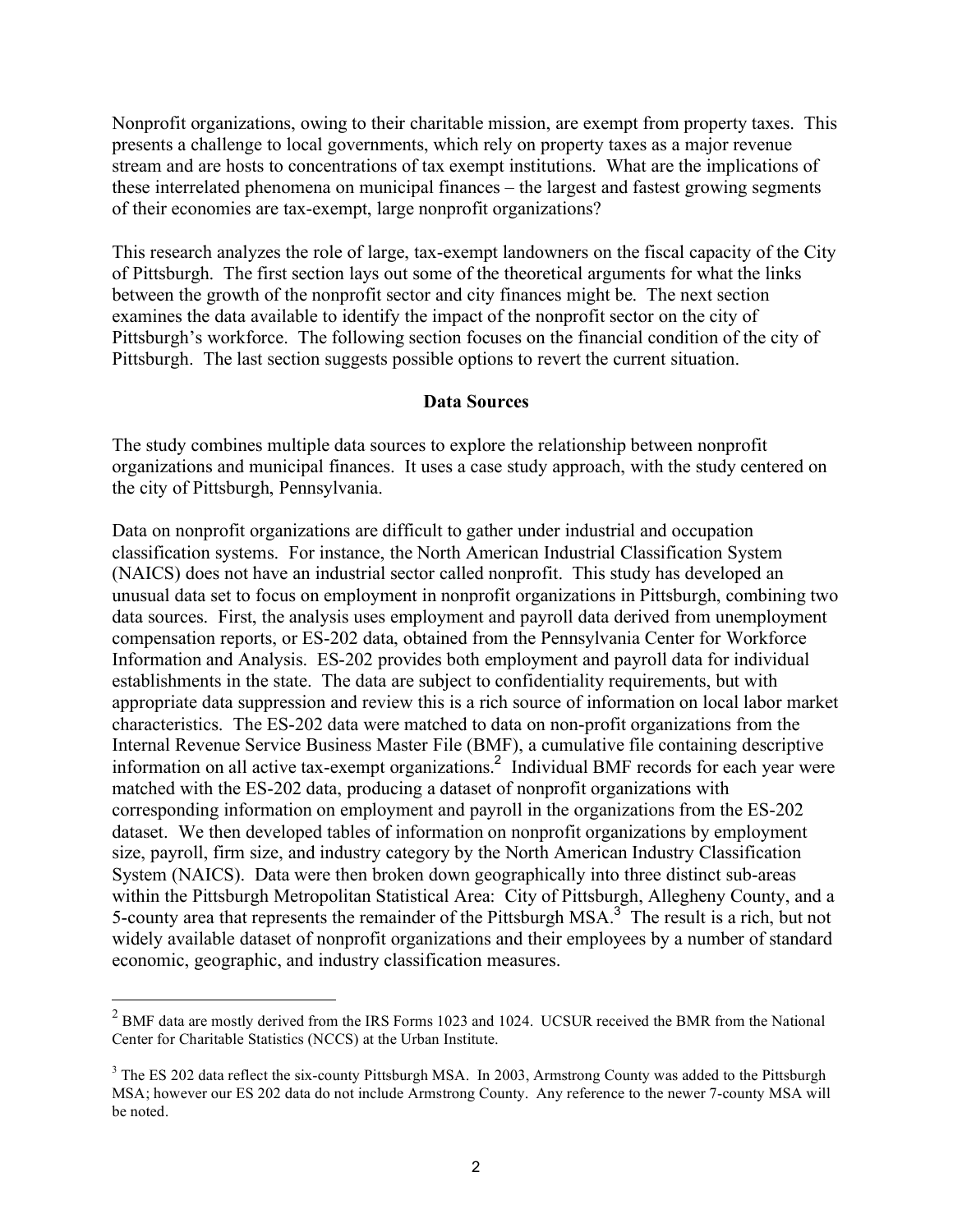Nonprofit organizations, owing to their charitable mission, are exempt from property taxes. This presents a challenge to local governments, which rely on property taxes as a major revenue stream and are hosts to concentrations of tax exempt institutions. What are the implications of these interrelated phenomena on municipal finances – the largest and fastest growing segments of their economies are tax-exempt, large nonprofit organizations?

This research analyzes the role of large, tax-exempt landowners on the fiscal capacity of the City of Pittsburgh. The first section lays out some of the theoretical arguments for what the links between the growth of the nonprofit sector and city finances might be. The next section examines the data available to identify the impact of the nonprofit sector on the city of Pittsburgh's workforce. The following section focuses on the financial condition of the city of Pittsburgh. The last section suggests possible options to revert the current situation.

## Data Sources

The study combines multiple data sources to explore the relationship between nonprofit organizations and municipal finances. It uses a case study approach, with the study centered on the city of Pittsburgh, Pennsylvania.

Data on nonprofit organizations are difficult to gather under industrial and occupation classification systems. For instance, the North American Industrial Classification System (NAICS) does not have an industrial sector called nonprofit. This study has developed an unusual data set to focus on employment in nonprofit organizations in Pittsburgh, combining two data sources. First, the analysis uses employment and payroll data derived from unemployment compensation reports, or ES-202 data, obtained from the Pennsylvania Center for Workforce Information and Analysis. ES-202 provides both employment and payroll data for individual establishments in the state. The data are subject to confidentiality requirements, but with appropriate data suppression and review this is a rich source of information on local labor market characteristics. The ES-202 data were matched to data on non-profit organizations from the Internal Revenue Service Business Master File (BMF), a cumulative file containing descriptive information on all active tax-exempt organizations.[2] Individual BMF records for each year were matched with the ES-202 data, producing a dataset of nonprofit organizations with corresponding information on employment and payroll in the organizations from the ES-202 dataset. We then developed tables of information on nonprofit organizations by employment size, payroll, firm size, and industry category by the North American Industry Classification System (NAICS). Data were then broken down geographically into three distinct sub-areas within the Pittsburgh Metropolitan Statistical Area: City of Pittsburgh, Allegheny County, and a 5-county area that represents the remainder of the Pittsburgh MSA.[3] The result is a rich, but not widely available dataset of nonprofit organizations and their employees by a number of standard economic, geographic, and industry classification measures.

---

[2] BMF data are mostly derived from the IRS Forms 1023 and 1024. UCSUR received the BMR from the National Center for Charitable Statistics (NCCS) at the Urban Institute.

[3] The ES 202 data reflect the six-county Pittsburgh MSA. In 2003, Armstrong County was added to the Pittsburgh MSA; however our ES 202 data do not include Armstrong County. Any reference to the newer 7-county MSA will be noted.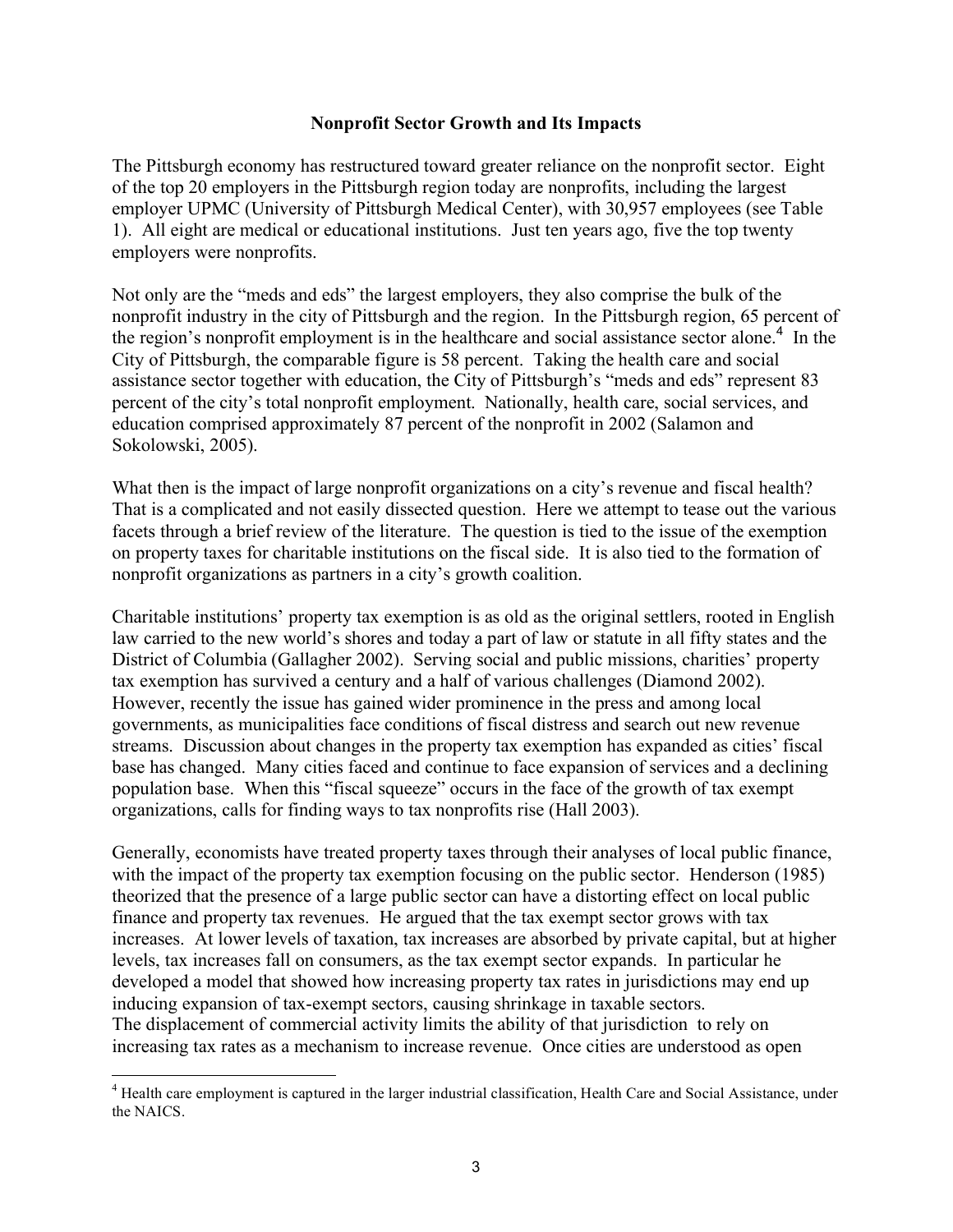## Nonprofit Sector Growth and Its Impacts

The Pittsburgh economy has restructured toward greater reliance on the nonprofit sector. Eight of the top 20 employers in the Pittsburgh region today are nonprofits, including the largest employer UPMC (University of Pittsburgh Medical Center), with 30,957 employees (see Table 1). All eight are medical or educational institutions. Just ten years ago, five the top twenty employers were nonprofits.

Not only are the "meds and eds" the largest employers, they also comprise the bulk of the nonprofit industry in the city of Pittsburgh and the region. In the Pittsburgh region, 65 percent of the region's nonprofit employment is in the healthcare and social assistance sector alone.[4] In the City of Pittsburgh, the comparable figure is 58 percent. Taking the health care and social assistance sector together with education, the City of Pittsburgh's "meds and eds" represent 83 percent of the city's total nonprofit employment. Nationally, health care, social services, and education comprised approximately 87 percent of the nonprofit in 2002 (Salamon and Sokolowski, 2005).

What then is the impact of large nonprofit organizations on a city's revenue and fiscal health? That is a complicated and not easily dissected question. Here we attempt to tease out the various facets through a brief review of the literature. The question is tied to the issue of the exemption on property taxes for charitable institutions on the fiscal side. It is also tied to the formation of nonprofit organizations as partners in a city's growth coalition.

Charitable institutions' property tax exemption is as old as the original settlers, rooted in English law carried to the new world's shores and today a part of law or statute in all fifty states and the District of Columbia (Gallagher 2002). Serving social and public missions, charities' property tax exemption has survived a century and a half of various challenges (Diamond 2002). However, recently the issue has gained wider prominence in the press and among local governments, as municipalities face conditions of fiscal distress and search out new revenue streams. Discussion about changes in the property tax exemption has expanded as cities' fiscal base has changed. Many cities faced and continue to face expansion of services and a declining population base. When this "fiscal squeeze" occurs in the face of the growth of tax exempt organizations, calls for finding ways to tax nonprofits rise (Hall 2003).

Generally, economists have treated property taxes through their analyses of local public finance, with the impact of the property tax exemption focusing on the public sector. Henderson (1985) theorized that the presence of a large public sector can have a distorting effect on local public finance and property tax revenues. He argued that the tax exempt sector grows with tax increases. At lower levels of taxation, tax increases are absorbed by private capital, but at higher levels, tax increases fall on consumers, as the tax exempt sector expands. In particular he developed a model that showed how increasing property tax rates in jurisdictions may end up inducing expansion of tax-exempt sectors, causing shrinkage in taxable sectors.
The displacement of commercial activity limits the ability of that jurisdiction to rely on increasing tax rates as a mechanism to increase revenue. Once cities are understood as open

[4] Health care employment is captured in the larger industrial classification, Health Care and Social Assistance, under the NAICS.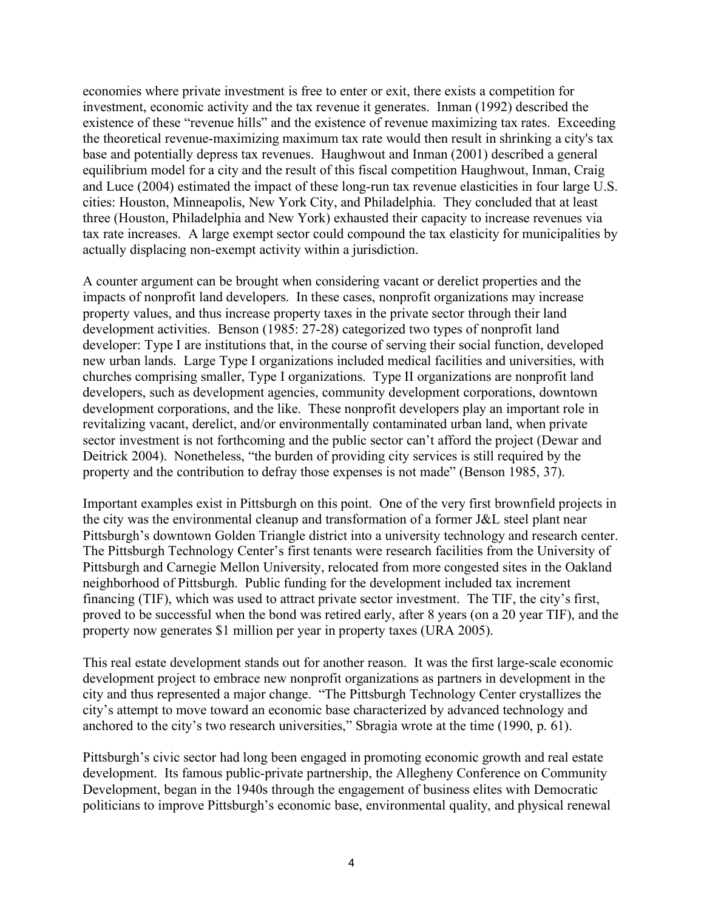economies where private investment is free to enter or exit, there exists a competition for investment, economic activity and the tax revenue it generates. Inman (1992) described the existence of these "revenue hills" and the existence of revenue maximizing tax rates. Exceeding the theoretical revenue-maximizing maximum tax rate would then result in shrinking a city's tax base and potentially depress tax revenues. Haughwout and Inman (2001) described a general equilibrium model for a city and the result of this fiscal competition Haughwout, Inman, Craig and Luce (2004) estimated the impact of these long-run tax revenue elasticities in four large U.S. cities: Houston, Minneapolis, New York City, and Philadelphia. They concluded that at least three (Houston, Philadelphia and New York) exhausted their capacity to increase revenues via tax rate increases. A large exempt sector could compound the tax elasticity for municipalities by actually displacing non-exempt activity within a jurisdiction.

A counter argument can be brought when considering vacant or derelict properties and the impacts of nonprofit land developers. In these cases, nonprofit organizations may increase property values, and thus increase property taxes in the private sector through their land development activities. Benson (1985: 27-28) categorized two types of nonprofit land developer: Type I are institutions that, in the course of serving their social function, developed new urban lands. Large Type I organizations included medical facilities and universities, with churches comprising smaller, Type I organizations. Type II organizations are nonprofit land developers, such as development agencies, community development corporations, downtown development corporations, and the like. These nonprofit developers play an important role in revitalizing vacant, derelict, and/or environmentally contaminated urban land, when private sector investment is not forthcoming and the public sector can't afford the project (Dewar and Deitrick 2004). Nonetheless, "the burden of providing city services is still required by the property and the contribution to defray those expenses is not made" (Benson 1985, 37).

Important examples exist in Pittsburgh on this point. One of the very first brownfield projects in the city was the environmental cleanup and transformation of a former J&L steel plant near Pittsburgh's downtown Golden Triangle district into a university technology and research center. The Pittsburgh Technology Center's first tenants were research facilities from the University of Pittsburgh and Carnegie Mellon University, relocated from more congested sites in the Oakland neighborhood of Pittsburgh. Public funding for the development included tax increment financing (TIF), which was used to attract private sector investment. The TIF, the city's first, proved to be successful when the bond was retired early, after 8 years (on a 20 year TIF), and the property now generates $1 million per year in property taxes (URA 2005).

This real estate development stands out for another reason. It was the first large-scale economic development project to embrace new nonprofit organizations as partners in development in the city and thus represented a major change. "The Pittsburgh Technology Center crystallizes the city's attempt to move toward an economic base characterized by advanced technology and anchored to the city's two research universities," Sbragia wrote at the time (1990, p. 61).

Pittsburgh's civic sector had long been engaged in promoting economic growth and real estate development. Its famous public-private partnership, the Allegheny Conference on Community Development, began in the 1940s through the engagement of business elites with Democratic politicians to improve Pittsburgh's economic base, environmental quality, and physical renewal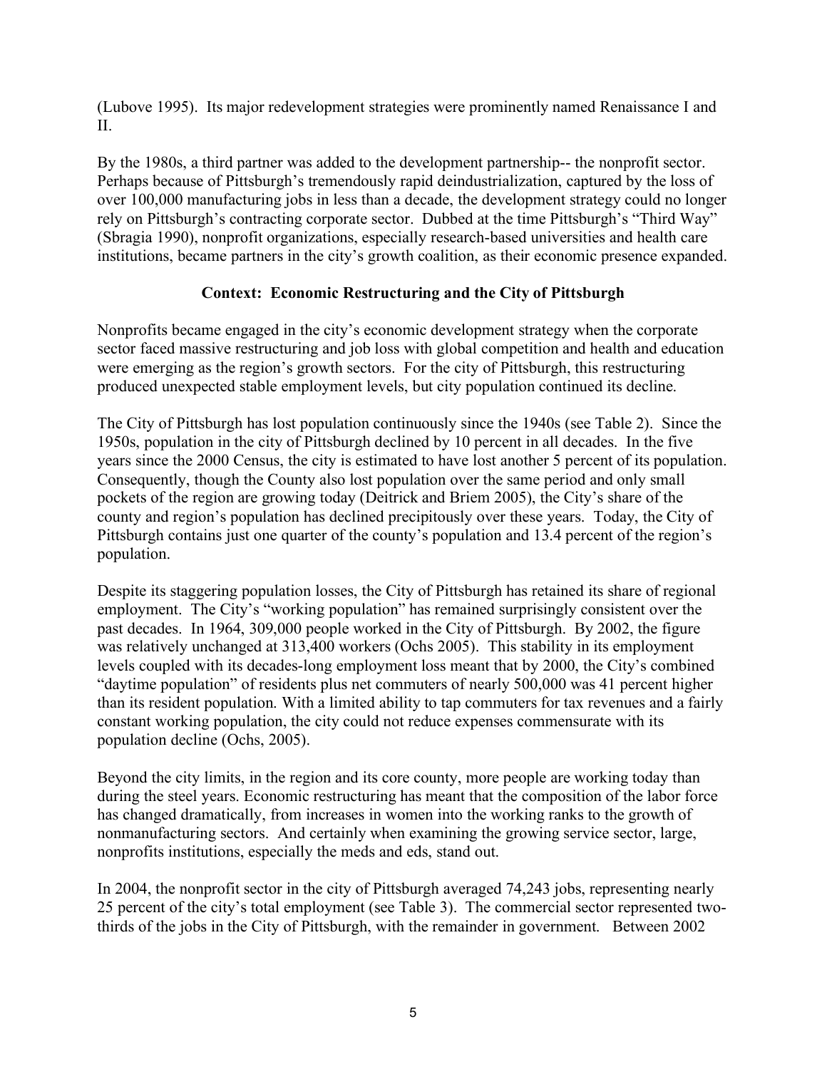(Lubove 1995). Its major redevelopment strategies were prominently named Renaissance I and II.

By the 1980s, a third partner was added to the development partnership-- the nonprofit sector. Perhaps because of Pittsburgh's tremendously rapid deindustrialization, captured by the loss of over 100,000 manufacturing jobs in less than a decade, the development strategy could no longer rely on Pittsburgh's contracting corporate sector. Dubbed at the time Pittsburgh's "Third Way" (Sbragia 1990), nonprofit organizations, especially research-based universities and health care institutions, became partners in the city's growth coalition, as their economic presence expanded.

## Context: Economic Restructuring and the City of Pittsburgh

Nonprofits became engaged in the city's economic development strategy when the corporate sector faced massive restructuring and job loss with global competition and health and education were emerging as the region's growth sectors. For the city of Pittsburgh, this restructuring produced unexpected stable employment levels, but city population continued its decline.

The City of Pittsburgh has lost population continuously since the 1940s (see Table 2). Since the 1950s, population in the city of Pittsburgh declined by 10 percent in all decades. In the five years since the 2000 Census, the city is estimated to have lost another 5 percent of its population. Consequently, though the County also lost population over the same period and only small pockets of the region are growing today (Deitrick and Briem 2005), the City's share of the county and region's population has declined precipitously over these years. Today, the City of Pittsburgh contains just one quarter of the county's population and 13.4 percent of the region's population.

Despite its staggering population losses, the City of Pittsburgh has retained its share of regional employment. The City's "working population" has remained surprisingly consistent over the past decades. In 1964, 309,000 people worked in the City of Pittsburgh. By 2002, the figure was relatively unchanged at 313,400 workers (Ochs 2005). This stability in its employment levels coupled with its decades-long employment loss meant that by 2000, the City's combined "daytime population" of residents plus net commuters of nearly 500,000 was 41 percent higher than its resident population. With a limited ability to tap commuters for tax revenues and a fairly constant working population, the city could not reduce expenses commensurate with its population decline (Ochs, 2005).

Beyond the city limits, in the region and its core county, more people are working today than during the steel years. Economic restructuring has meant that the composition of the labor force has changed dramatically, from increases in women into the working ranks to the growth of nonmanufacturing sectors. And certainly when examining the growing service sector, large, nonprofits institutions, especially the meds and eds, stand out.

In 2004, the nonprofit sector in the city of Pittsburgh averaged 74,243 jobs, representing nearly 25 percent of the city's total employment (see Table 3). The commercial sector represented two-thirds of the jobs in the City of Pittsburgh, with the remainder in government. Between 2002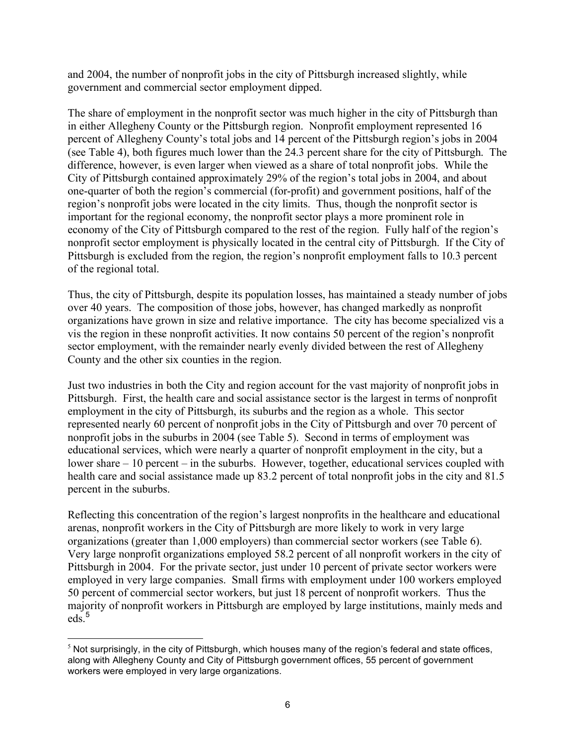and 2004, the number of nonprofit jobs in the city of Pittsburgh increased slightly, while government and commercial sector employment dipped.

The share of employment in the nonprofit sector was much higher in the city of Pittsburgh than in either Allegheny County or the Pittsburgh region. Nonprofit employment represented 16 percent of Allegheny County's total jobs and 14 percent of the Pittsburgh region's jobs in 2004 (see Table 4), both figures much lower than the 24.3 percent share for the city of Pittsburgh. The difference, however, is even larger when viewed as a share of total nonprofit jobs. While the City of Pittsburgh contained approximately 29% of the region's total jobs in 2004, and about one-quarter of both the region's commercial (for-profit) and government positions, half of the region's nonprofit jobs were located in the city limits. Thus, though the nonprofit sector is important for the regional economy, the nonprofit sector plays a more prominent role in economy of the City of Pittsburgh compared to the rest of the region. Fully half of the region's nonprofit sector employment is physically located in the central city of Pittsburgh. If the City of Pittsburgh is excluded from the region, the region's nonprofit employment falls to 10.3 percent of the regional total.

Thus, the city of Pittsburgh, despite its population losses, has maintained a steady number of jobs over 40 years. The composition of those jobs, however, has changed markedly as nonprofit organizations have grown in size and relative importance. The city has become specialized vis a vis the region in these nonprofit activities. It now contains 50 percent of the region's nonprofit sector employment, with the remainder nearly evenly divided between the rest of Allegheny County and the other six counties in the region.

Just two industries in both the City and region account for the vast majority of nonprofit jobs in Pittsburgh. First, the health care and social assistance sector is the largest in terms of nonprofit employment in the city of Pittsburgh, its suburbs and the region as a whole. This sector represented nearly 60 percent of nonprofit jobs in the City of Pittsburgh and over 70 percent of nonprofit jobs in the suburbs in 2004 (see Table 5). Second in terms of employment was educational services, which were nearly a quarter of nonprofit employment in the city, but a lower share – 10 percent – in the suburbs. However, together, educational services coupled with health care and social assistance made up 83.2 percent of total nonprofit jobs in the city and 81.5 percent in the suburbs.

Reflecting this concentration of the region's largest nonprofits in the healthcare and educational arenas, nonprofit workers in the City of Pittsburgh are more likely to work in very large organizations (greater than 1,000 employers) than commercial sector workers (see Table 6). Very large nonprofit organizations employed 58.2 percent of all nonprofit workers in the city of Pittsburgh in 2004. For the private sector, just under 10 percent of private sector workers were employed in very large companies. Small firms with employment under 100 workers employed 50 percent of commercial sector workers, but just 18 percent of nonprofit workers. Thus the majority of nonprofit workers in Pittsburgh are employed by large institutions, mainly meds and eds.[5]

[5] Not surprisingly, in the city of Pittsburgh, which houses many of the region's federal and state offices, along with Allegheny County and City of Pittsburgh government offices, 55 percent of government workers were employed in very large organizations.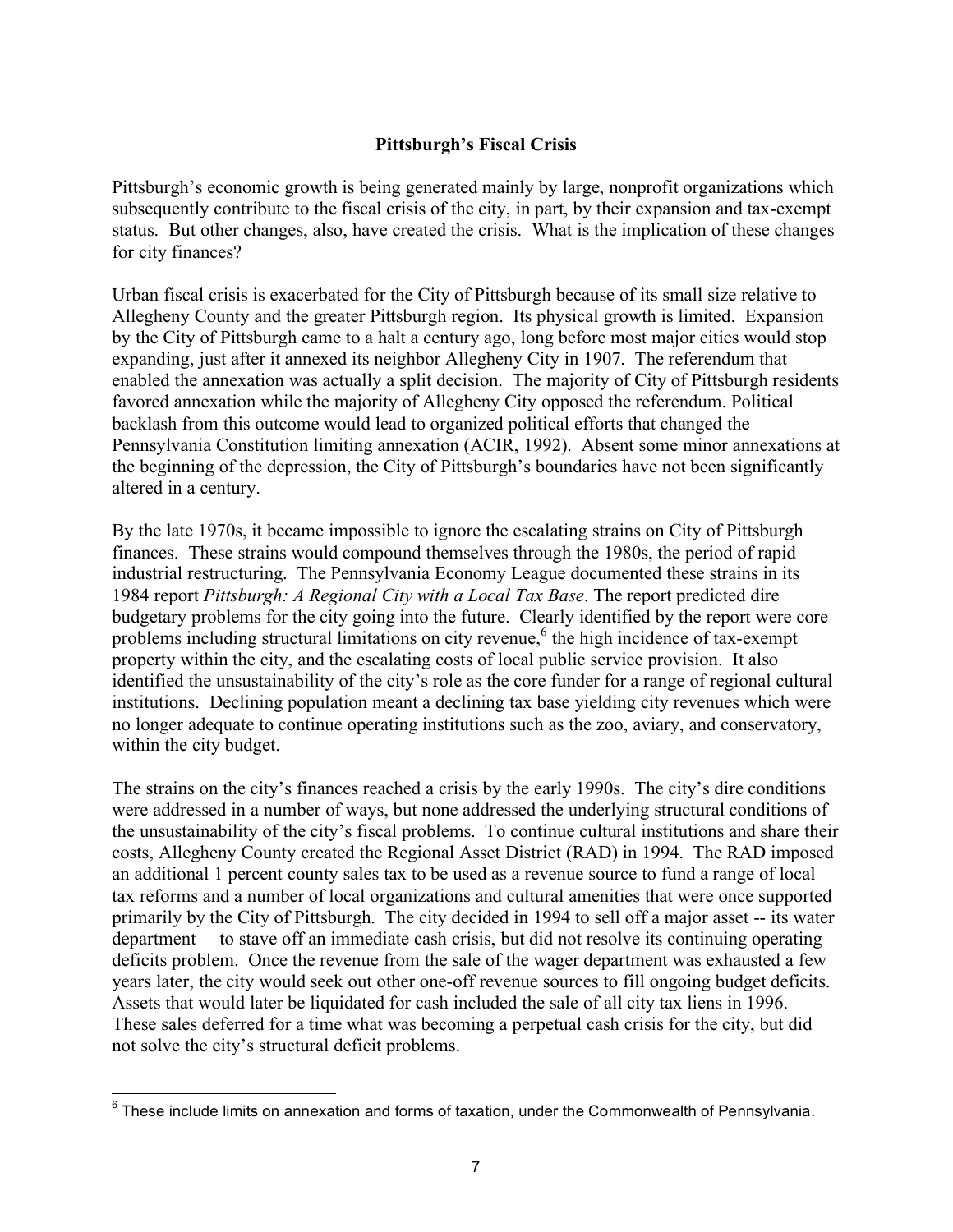## Pittsburgh's Fiscal Crisis

Pittsburgh's economic growth is being generated mainly by large, nonprofit organizations which subsequently contribute to the fiscal crisis of the city, in part, by their expansion and tax-exempt status. But other changes, also, have created the crisis. What is the implication of these changes for city finances?

Urban fiscal crisis is exacerbated for the City of Pittsburgh because of its small size relative to Allegheny County and the greater Pittsburgh region. Its physical growth is limited. Expansion by the City of Pittsburgh came to a halt a century ago, long before most major cities would stop expanding, just after it annexed its neighbor Allegheny City in 1907. The referendum that enabled the annexation was actually a split decision. The majority of City of Pittsburgh residents favored annexation while the majority of Allegheny City opposed the referendum. Political backlash from this outcome would lead to organized political efforts that changed the Pennsylvania Constitution limiting annexation (ACIR, 1992). Absent some minor annexations at the beginning of the depression, the City of Pittsburgh's boundaries have not been significantly altered in a century.

By the late 1970s, it became impossible to ignore the escalating strains on City of Pittsburgh finances. These strains would compound themselves through the 1980s, the period of rapid industrial restructuring. The Pennsylvania Economy League documented these strains in its 1984 report *Pittsburgh: A Regional City with a Local Tax Base*. The report predicted dire budgetary problems for the city going into the future. Clearly identified by the report were core problems including structural limitations on city revenue,[6] the high incidence of tax-exempt property within the city, and the escalating costs of local public service provision. It also identified the unsustainability of the city's role as the core funder for a range of regional cultural institutions. Declining population meant a declining tax base yielding city revenues which were no longer adequate to continue operating institutions such as the zoo, aviary, and conservatory, within the city budget.

The strains on the city's finances reached a crisis by the early 1990s. The city's dire conditions were addressed in a number of ways, but none addressed the underlying structural conditions of the unsustainability of the city's fiscal problems. To continue cultural institutions and share their costs, Allegheny County created the Regional Asset District (RAD) in 1994. The RAD imposed an additional 1 percent county sales tax to be used as a revenue source to fund a range of local tax reforms and a number of local organizations and cultural amenities that were once supported primarily by the City of Pittsburgh. The city decided in 1994 to sell off a major asset -- its water department – to stave off an immediate cash crisis, but did not resolve its continuing operating deficits problem. Once the revenue from the sale of the wager department was exhausted a few years later, the city would seek out other one-off revenue sources to fill ongoing budget deficits. Assets that would later be liquidated for cash included the sale of all city tax liens in 1996. These sales deferred for a time what was becoming a perpetual cash crisis for the city, but did not solve the city's structural deficit problems.

---

[6] These include limits on annexation and forms of taxation, under the Commonwealth of Pennsylvania.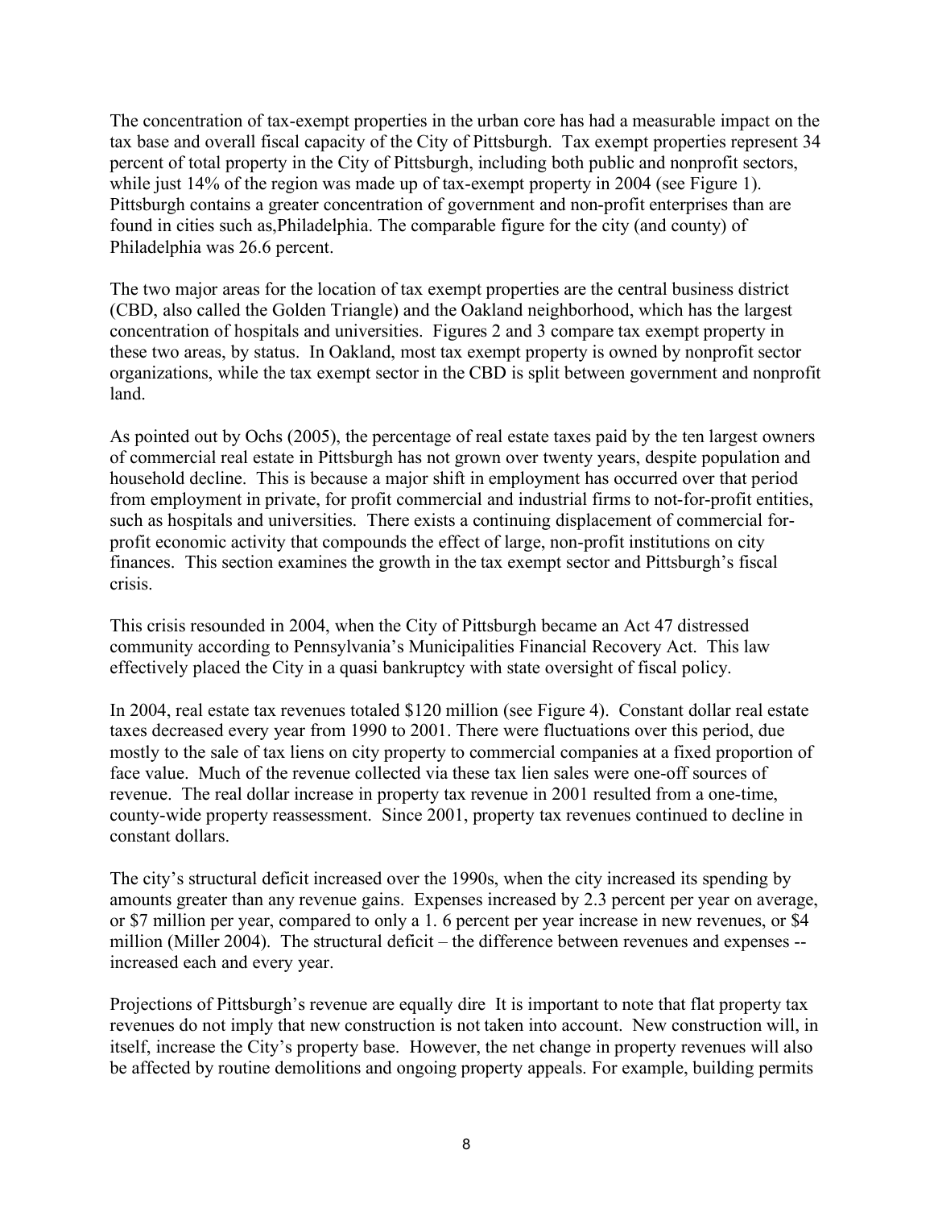The concentration of tax-exempt properties in the urban core has had a measurable impact on the tax base and overall fiscal capacity of the City of Pittsburgh. Tax exempt properties represent 34 percent of total property in the City of Pittsburgh, including both public and nonprofit sectors, while just 14% of the region was made up of tax-exempt property in 2004 (see Figure 1). Pittsburgh contains a greater concentration of government and non-profit enterprises than are found in cities such as,Philadelphia. The comparable figure for the city (and county) of Philadelphia was 26.6 percent.

The two major areas for the location of tax exempt properties are the central business district (CBD, also called the Golden Triangle) and the Oakland neighborhood, which has the largest concentration of hospitals and universities. Figures 2 and 3 compare tax exempt property in these two areas, by status. In Oakland, most tax exempt property is owned by nonprofit sector organizations, while the tax exempt sector in the CBD is split between government and nonprofit land.

As pointed out by Ochs (2005), the percentage of real estate taxes paid by the ten largest owners of commercial real estate in Pittsburgh has not grown over twenty years, despite population and household decline. This is because a major shift in employment has occurred over that period from employment in private, for profit commercial and industrial firms to not-for-profit entities, such as hospitals and universities. There exists a continuing displacement of commercial for-profit economic activity that compounds the effect of large, non-profit institutions on city finances. This section examines the growth in the tax exempt sector and Pittsburgh's fiscal crisis.

This crisis resounded in 2004, when the City of Pittsburgh became an Act 47 distressed community according to Pennsylvania's Municipalities Financial Recovery Act. This law effectively placed the City in a quasi bankruptcy with state oversight of fiscal policy.

In 2004, real estate tax revenues totaled $120 million (see Figure 4). Constant dollar real estate taxes decreased every year from 1990 to 2001. There were fluctuations over this period, due mostly to the sale of tax liens on city property to commercial companies at a fixed proportion of face value. Much of the revenue collected via these tax lien sales were one-off sources of revenue. The real dollar increase in property tax revenue in 2001 resulted from a one-time, county-wide property reassessment. Since 2001, property tax revenues continued to decline in constant dollars.

The city's structural deficit increased over the 1990s, when the city increased its spending by amounts greater than any revenue gains. Expenses increased by 2.3 percent per year on average, or $7 million per year, compared to only a 1. 6 percent per year increase in new revenues, or $4 million (Miller 2004). The structural deficit – the difference between revenues and expenses -- increased each and every year.

Projections of Pittsburgh's revenue are equally dire It is important to note that flat property tax revenues do not imply that new construction is not taken into account. New construction will, in itself, increase the City's property base. However, the net change in property revenues will also be affected by routine demolitions and ongoing property appeals. For example, building permits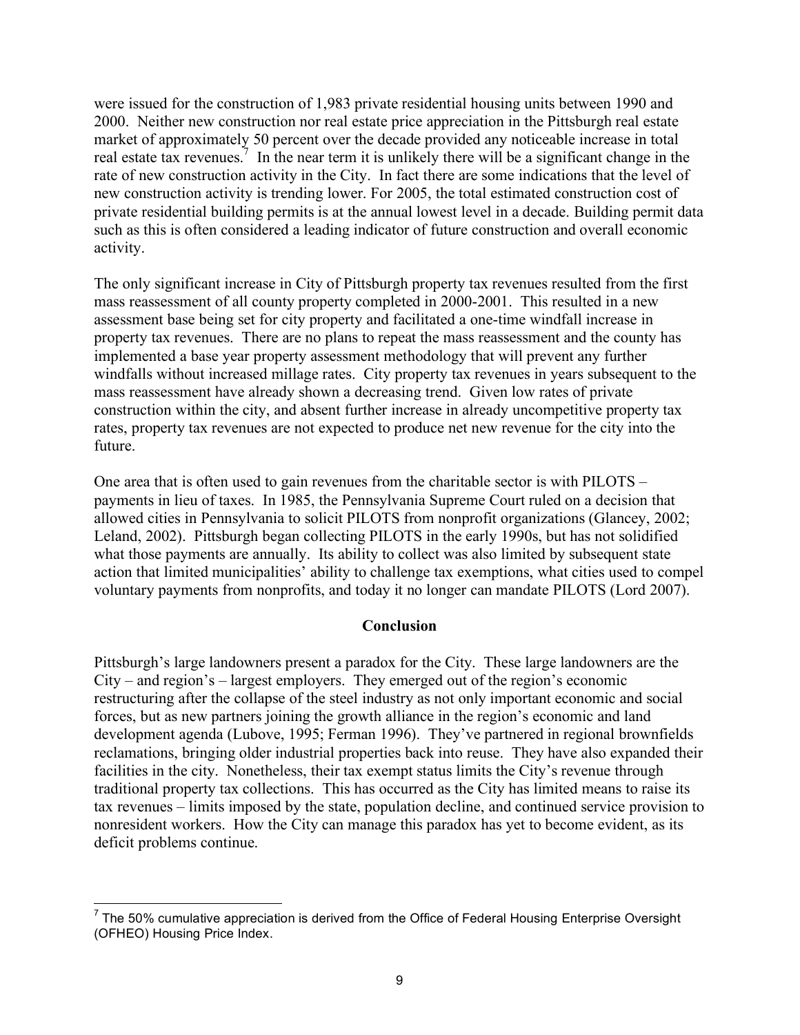were issued for the construction of 1,983 private residential housing units between 1990 and 2000. Neither new construction nor real estate price appreciation in the Pittsburgh real estate market of approximately 50 percent over the decade provided any noticeable increase in total real estate tax revenues.[7] In the near term it is unlikely there will be a significant change in the rate of new construction activity in the City. In fact there are some indications that the level of new construction activity is trending lower. For 2005, the total estimated construction cost of private residential building permits is at the annual lowest level in a decade. Building permit data such as this is often considered a leading indicator of future construction and overall economic activity.

The only significant increase in City of Pittsburgh property tax revenues resulted from the first mass reassessment of all county property completed in 2000-2001. This resulted in a new assessment base being set for city property and facilitated a one-time windfall increase in property tax revenues. There are no plans to repeat the mass reassessment and the county has implemented a base year property assessment methodology that will prevent any further windfalls without increased millage rates. City property tax revenues in years subsequent to the mass reassessment have already shown a decreasing trend. Given low rates of private construction within the city, and absent further increase in already uncompetitive property tax rates, property tax revenues are not expected to produce net new revenue for the city into the future.

One area that is often used to gain revenues from the charitable sector is with PILOTS – payments in lieu of taxes. In 1985, the Pennsylvania Supreme Court ruled on a decision that allowed cities in Pennsylvania to solicit PILOTS from nonprofit organizations (Glancey, 2002; Leland, 2002). Pittsburgh began collecting PILOTS in the early 1990s, but has not solidified what those payments are annually. Its ability to collect was also limited by subsequent state action that limited municipalities' ability to challenge tax exemptions, what cities used to compel voluntary payments from nonprofits, and today it no longer can mandate PILOTS (Lord 2007).

## Conclusion

Pittsburgh's large landowners present a paradox for the City. These large landowners are the City – and region's – largest employers. They emerged out of the region's economic restructuring after the collapse of the steel industry as not only important economic and social forces, but as new partners joining the growth alliance in the region's economic and land development agenda (Lubove, 1995; Ferman 1996). They've partnered in regional brownfields reclamations, bringing older industrial properties back into reuse. They have also expanded their facilities in the city. Nonetheless, their tax exempt status limits the City's revenue through traditional property tax collections. This has occurred as the City has limited means to raise its tax revenues – limits imposed by the state, population decline, and continued service provision to nonresident workers. How the City can manage this paradox has yet to become evident, as its deficit problems continue.

---

[7] The 50% cumulative appreciation is derived from the Office of Federal Housing Enterprise Oversight (OFHEO) Housing Price Index.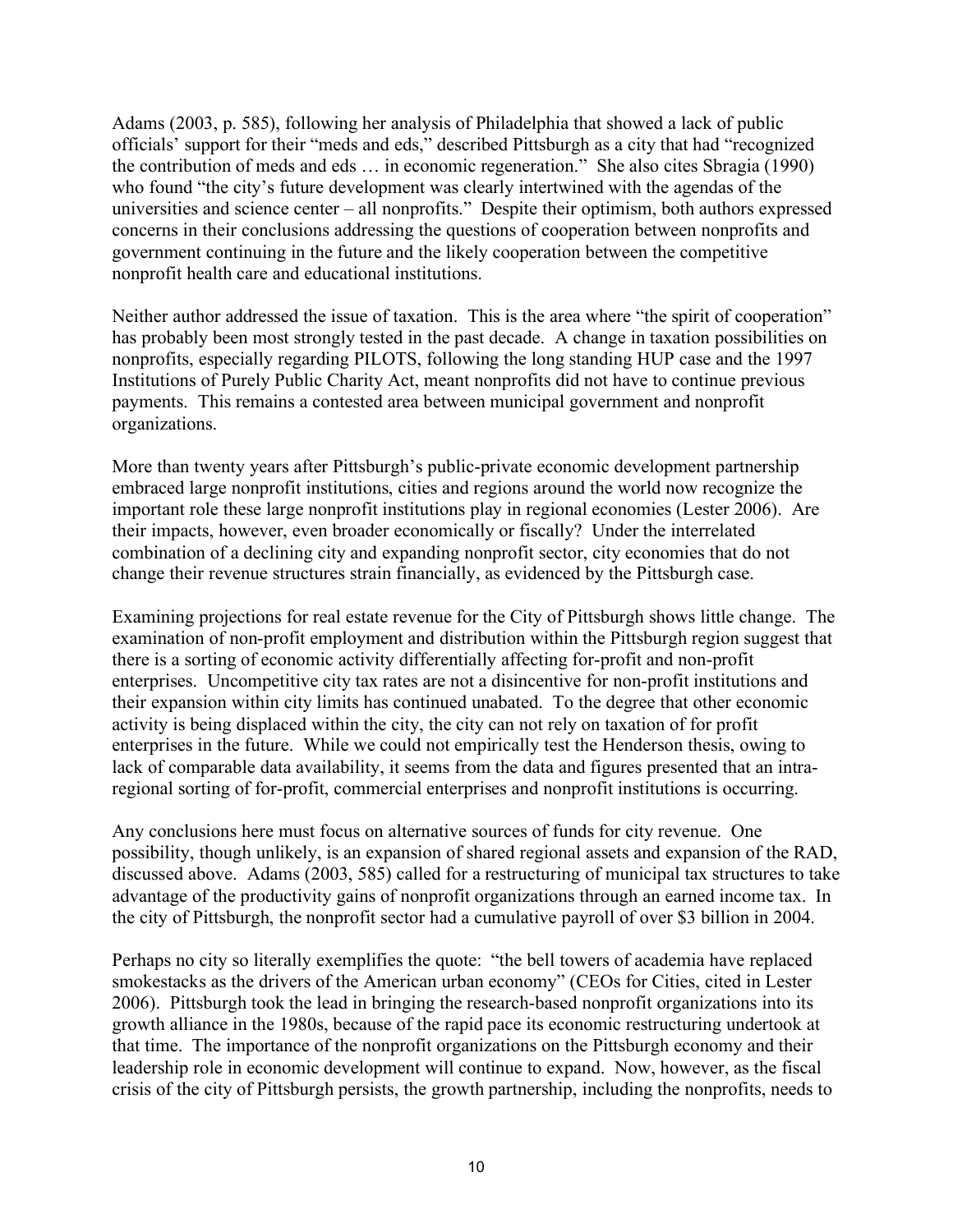Adams (2003, p. 585), following her analysis of Philadelphia that showed a lack of public officials' support for their "meds and eds," described Pittsburgh as a city that had "recognized the contribution of meds and eds … in economic regeneration." She also cites Sbragia (1990) who found "the city's future development was clearly intertwined with the agendas of the universities and science center – all nonprofits." Despite their optimism, both authors expressed concerns in their conclusions addressing the questions of cooperation between nonprofits and government continuing in the future and the likely cooperation between the competitive nonprofit health care and educational institutions.

Neither author addressed the issue of taxation. This is the area where "the spirit of cooperation" has probably been most strongly tested in the past decade. A change in taxation possibilities on nonprofits, especially regarding PILOTS, following the long standing HUP case and the 1997 Institutions of Purely Public Charity Act, meant nonprofits did not have to continue previous payments. This remains a contested area between municipal government and nonprofit organizations.

More than twenty years after Pittsburgh's public-private economic development partnership embraced large nonprofit institutions, cities and regions around the world now recognize the important role these large nonprofit institutions play in regional economies (Lester 2006). Are their impacts, however, even broader economically or fiscally? Under the interrelated combination of a declining city and expanding nonprofit sector, city economies that do not change their revenue structures strain financially, as evidenced by the Pittsburgh case.

Examining projections for real estate revenue for the City of Pittsburgh shows little change. The examination of non-profit employment and distribution within the Pittsburgh region suggest that there is a sorting of economic activity differentially affecting for-profit and non-profit enterprises. Uncompetitive city tax rates are not a disincentive for non-profit institutions and their expansion within city limits has continued unabated. To the degree that other economic activity is being displaced within the city, the city can not rely on taxation of for profit enterprises in the future. While we could not empirically test the Henderson thesis, owing to lack of comparable data availability, it seems from the data and figures presented that an intra-regional sorting of for-profit, commercial enterprises and nonprofit institutions is occurring.

Any conclusions here must focus on alternative sources of funds for city revenue. One possibility, though unlikely, is an expansion of shared regional assets and expansion of the RAD, discussed above. Adams (2003, 585) called for a restructuring of municipal tax structures to take advantage of the productivity gains of nonprofit organizations through an earned income tax. In the city of Pittsburgh, the nonprofit sector had a cumulative payroll of over $3 billion in 2004.

Perhaps no city so literally exemplifies the quote: "the bell towers of academia have replaced smokestacks as the drivers of the American urban economy" (CEOs for Cities, cited in Lester 2006). Pittsburgh took the lead in bringing the research-based nonprofit organizations into its growth alliance in the 1980s, because of the rapid pace its economic restructuring undertook at that time. The importance of the nonprofit organizations on the Pittsburgh economy and their leadership role in economic development will continue to expand. Now, however, as the fiscal crisis of the city of Pittsburgh persists, the growth partnership, including the nonprofits, needs to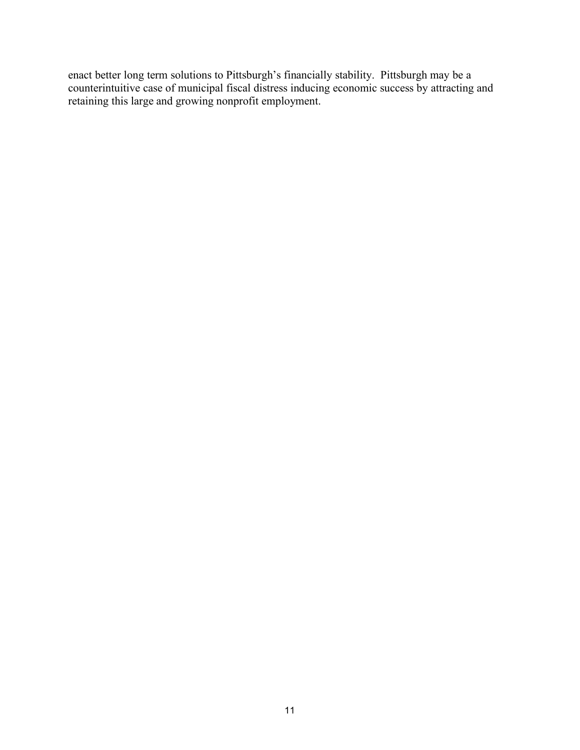enact better long term solutions to Pittsburgh's financially stability. Pittsburgh may be a counterintuitive case of municipal fiscal distress inducing economic success by attracting and retaining this large and growing nonprofit employment.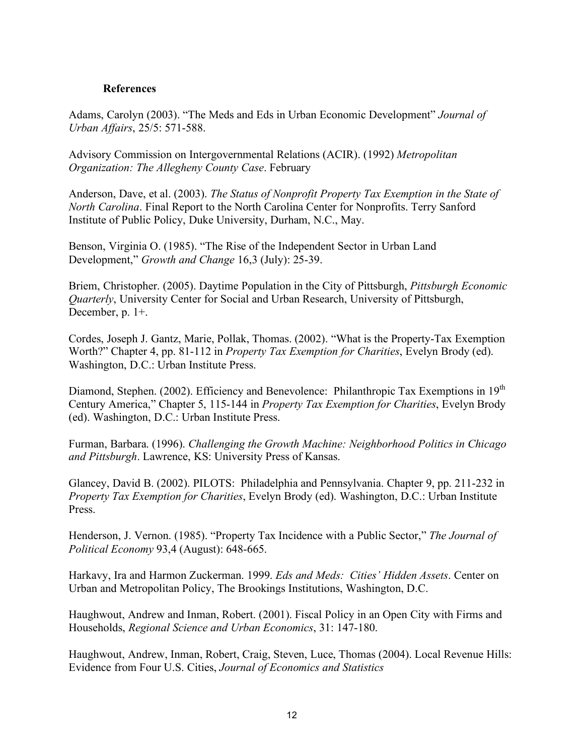## References

Adams, Carolyn (2003). “The Meds and Eds in Urban Economic Development” *Journal of Urban Affairs*, 25/5: 571-588.

Advisory Commission on Intergovernmental Relations (ACIR). (1992) *Metropolitan Organization: The Allegheny County Case*. February

Anderson, Dave, et al. (2003). *The Status of Nonprofit Property Tax Exemption in the State of North Carolina*. Final Report to the North Carolina Center for Nonprofits. Terry Sanford Institute of Public Policy, Duke University, Durham, N.C., May.

Benson, Virginia O. (1985). “The Rise of the Independent Sector in Urban Land Development,” *Growth and Change* 16,3 (July): 25-39.

Briem, Christopher. (2005). Daytime Population in the City of Pittsburgh, *Pittsburgh Economic Quarterly*, University Center for Social and Urban Research, University of Pittsburgh, December, p. 1+.

Cordes, Joseph J. Gantz, Marie, Pollak, Thomas. (2002). “What is the Property-Tax Exemption Worth?” Chapter 4, pp. 81-112 in *Property Tax Exemption for Charities*, Evelyn Brody (ed). Washington, D.C.: Urban Institute Press.

Diamond, Stephen. (2002). Efficiency and Benevolence: Philanthropic Tax Exemptions in 19th Century America,” Chapter 5, 115-144 in *Property Tax Exemption for Charities*, Evelyn Brody (ed). Washington, D.C.: Urban Institute Press.

Furman, Barbara. (1996). *Challenging the Growth Machine: Neighborhood Politics in Chicago and Pittsburgh*. Lawrence, KS: University Press of Kansas.

Glancey, David B. (2002). PILOTS: Philadelphia and Pennsylvania. Chapter 9, pp. 211-232 in *Property Tax Exemption for Charities*, Evelyn Brody (ed). Washington, D.C.: Urban Institute Press.

Henderson, J. Vernon. (1985). “Property Tax Incidence with a Public Sector,” *The Journal of Political Economy* 93,4 (August): 648-665.

Harkavy, Ira and Harmon Zuckerman. 1999. *Eds and Meds: Cities’ Hidden Assets*. Center on Urban and Metropolitan Policy, The Brookings Institutions, Washington, D.C.

Haughwout, Andrew and Inman, Robert. (2001). Fiscal Policy in an Open City with Firms and Households, *Regional Science and Urban Economics*, 31: 147-180.

Haughwout, Andrew, Inman, Robert, Craig, Steven, Luce, Thomas (2004). Local Revenue Hills: Evidence from Four U.S. Cities, *Journal of Economics and Statistics*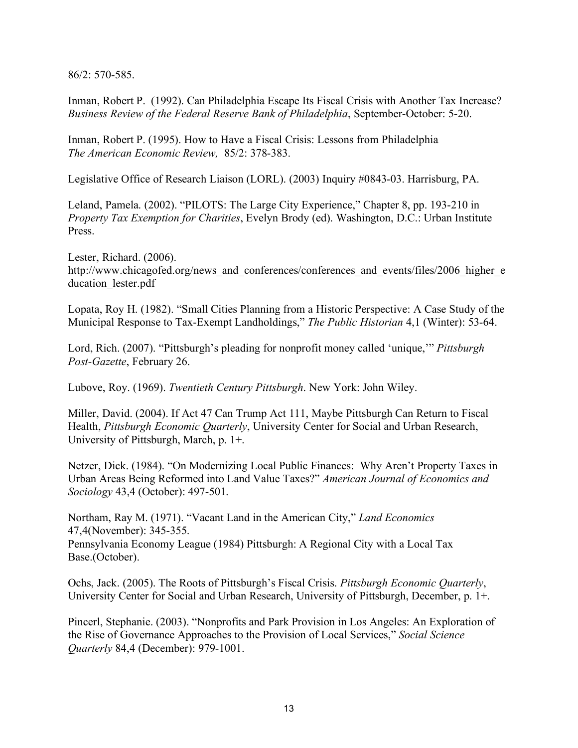86/2: 570-585.

Inman, Robert P. (1992). Can Philadelphia Escape Its Fiscal Crisis with Another Tax Increase? *Business Review of the Federal Reserve Bank of Philadelphia*, September-October: 5-20.

Inman, Robert P. (1995). How to Have a Fiscal Crisis: Lessons from Philadelphia *The American Economic Review,* 85/2: 378-383.

Legislative Office of Research Liaison (LORL). (2003) Inquiry #0843-03. Harrisburg, PA.

Leland, Pamela. (2002). "PILOTS: The Large City Experience," Chapter 8, pp. 193-210 in *Property Tax Exemption for Charities*, Evelyn Brody (ed). Washington, D.C.: Urban Institute Press.

Lester, Richard. (2006). http://www.chicagofed.org/news_and_conferences/conferences_and_events/files/2006_higher_education_lester.pdf

Lopata, Roy H. (1982). "Small Cities Planning from a Historic Perspective: A Case Study of the Municipal Response to Tax-Exempt Landholdings," *The Public Historian* 4,1 (Winter): 53-64.

Lord, Rich. (2007). "Pittsburgh's pleading for nonprofit money called 'unique,'" *Pittsburgh Post-Gazette*, February 26.

Lubove, Roy. (1969). *Twentieth Century Pittsburgh*. New York: John Wiley.

Miller, David. (2004). If Act 47 Can Trump Act 111, Maybe Pittsburgh Can Return to Fiscal Health, *Pittsburgh Economic Quarterly*, University Center for Social and Urban Research, University of Pittsburgh, March, p. 1+.

Netzer, Dick. (1984). "On Modernizing Local Public Finances: Why Aren't Property Taxes in Urban Areas Being Reformed into Land Value Taxes?" *American Journal of Economics and Sociology* 43,4 (October): 497-501.

Northam, Ray M. (1971). "Vacant Land in the American City," *Land Economics* 47,4(November): 345-355.

Pennsylvania Economy League (1984) Pittsburgh: A Regional City with a Local Tax Base.(October).

Ochs, Jack. (2005). The Roots of Pittsburgh's Fiscal Crisis. *Pittsburgh Economic Quarterly*, University Center for Social and Urban Research, University of Pittsburgh, December, p. 1+.

Pincerl, Stephanie. (2003). "Nonprofits and Park Provision in Los Angeles: An Exploration of the Rise of Governance Approaches to the Provision of Local Services," *Social Science Quarterly* 84,4 (December): 979-1001.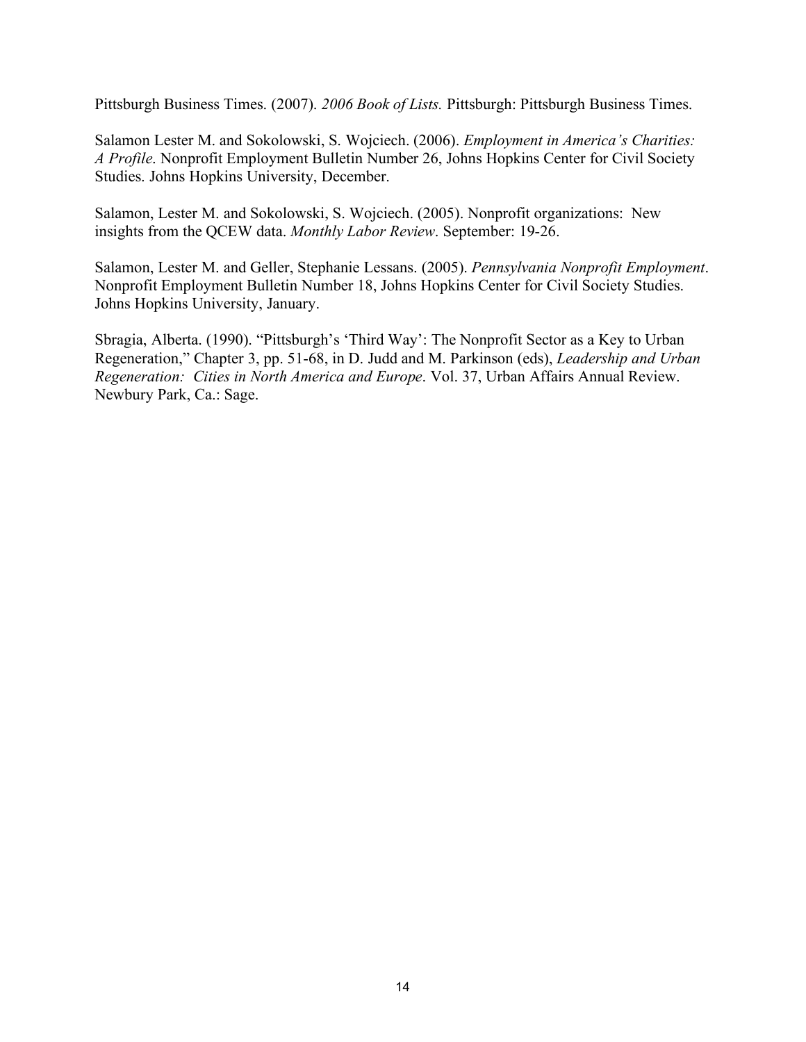Pittsburgh Business Times. (2007). *2006 Book of Lists.* Pittsburgh: Pittsburgh Business Times.

Salamon Lester M. and Sokolowski, S. Wojciech. (2006). *Employment in America's Charities: A Profile*. Nonprofit Employment Bulletin Number 26, Johns Hopkins Center for Civil Society Studies. Johns Hopkins University, December.

Salamon, Lester M. and Sokolowski, S. Wojciech. (2005). Nonprofit organizations: New insights from the QCEW data. *Monthly Labor Review*. September: 19-26.

Salamon, Lester M. and Geller, Stephanie Lessans. (2005). *Pennsylvania Nonprofit Employment*. Nonprofit Employment Bulletin Number 18, Johns Hopkins Center for Civil Society Studies. Johns Hopkins University, January.

Sbragia, Alberta. (1990). "Pittsburgh's 'Third Way': The Nonprofit Sector as a Key to Urban Regeneration," Chapter 3, pp. 51-68, in D. Judd and M. Parkinson (eds), *Leadership and Urban Regeneration: Cities in North America and Europe*. Vol. 37, Urban Affairs Annual Review. Newbury Park, Ca.: Sage.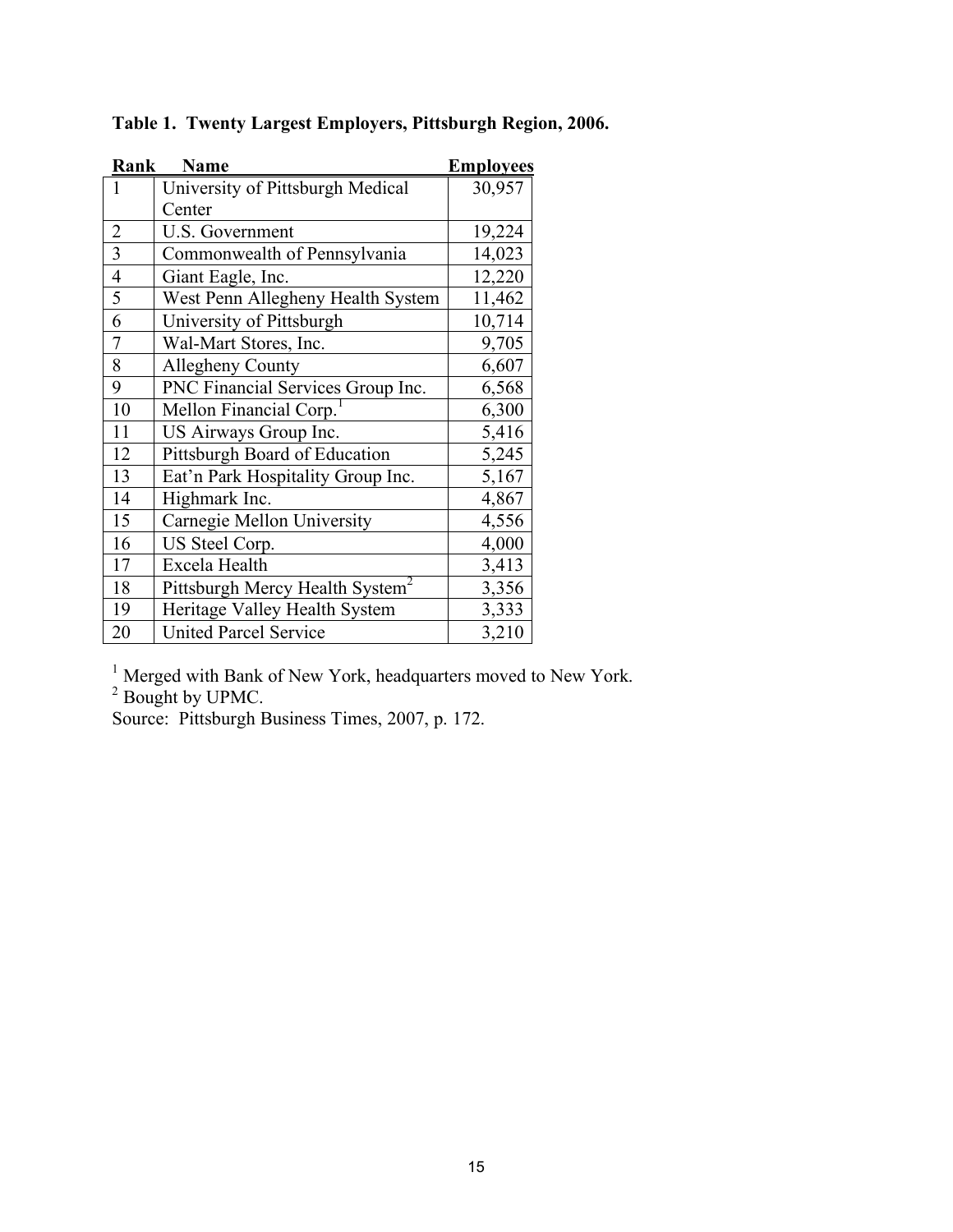**Table 1. Twenty Largest Employers, Pittsburgh Region, 2006.**

| Rank | Name | Employees |
|---|---|---|
| 1 | University of Pittsburgh Medical Center | 30,957 |
| 2 | U.S. Government | 19,224 |
| 3 | Commonwealth of Pennsylvania | 14,023 |
| 4 | Giant Eagle, Inc. | 12,220 |
| 5 | West Penn Allegheny Health System | 11,462 |
| 6 | University of Pittsburgh | 10,714 |
| 7 | Wal-Mart Stores, Inc. | 9,705 |
| 8 | Allegheny County | 6,607 |
| 9 | PNC Financial Services Group Inc. | 6,568 |
| 10 | Mellon Financial Corp.[1] | 6,300 |
| 11 | US Airways Group Inc. | 5,416 |
| 12 | Pittsburgh Board of Education | 5,245 |
| 13 | Eat'n Park Hospitality Group Inc. | 5,167 |
| 14 | Highmark Inc. | 4,867 |
| 15 | Carnegie Mellon University | 4,556 |
| 16 | US Steel Corp. | 4,000 |
| 17 | Excela Health | 3,413 |
| 18 | Pittsburgh Mercy Health System[2] | 3,356 |
| 19 | Heritage Valley Health System | 3,333 |
| 20 | United Parcel Service | 3,210 |

[1] Merged with Bank of New York, headquarters moved to New York.
[2] Bought by UPMC.
Source: Pittsburgh Business Times, 2007, p. 172.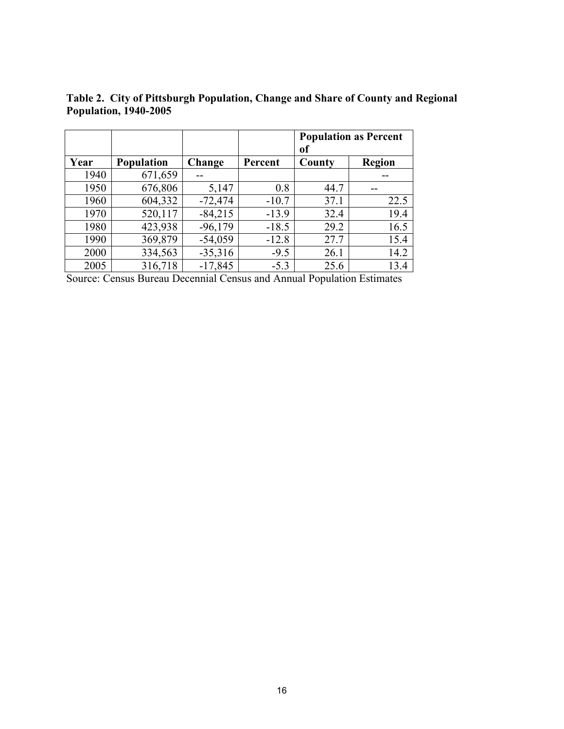**Table 2. City of Pittsburgh Population, Change and Share of County and Regional Population, 1940-2005**

| | | | | Population as Percent of | |
|---|---|---|---|---|---|
| Year | Population | Change | Percent | County | Region |
| 1940 | 671,659 | -- | | | -- |
| 1950 | 676,806 | 5,147 | 0.8 | 44.7 | -- |
| 1960 | 604,332 | -72,474 | -10.7 | 37.1 | 22.5 |
| 1970 | 520,117 | -84,215 | -13.9 | 32.4 | 19.4 |
| 1980 | 423,938 | -96,179 | -18.5 | 29.2 | 16.5 |
| 1990 | 369,879 | -54,059 | -12.8 | 27.7 | 15.4 |
| 2000 | 334,563 | -35,316 | -9.5 | 26.1 | 14.2 |
| 2005 | 316,718 | -17,845 | -5.3 | 25.6 | 13.4 |

Source: Census Bureau Decennial Census and Annual Population Estimates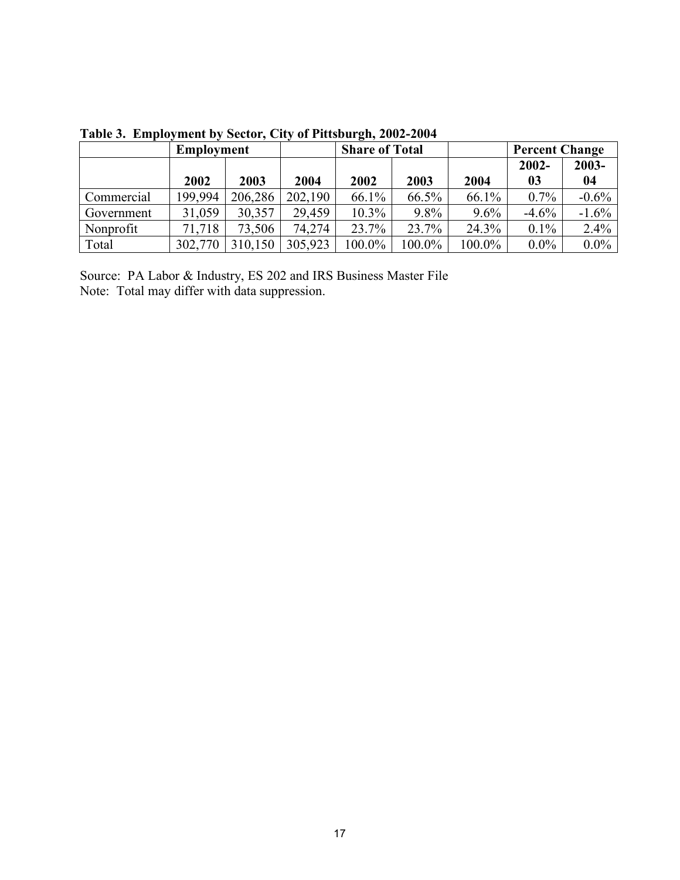**Table 3. Employment by Sector, City of Pittsburgh, 2002-2004**

| | Employment | | | Share of Total | | | Percent Change | |
|---|---|---|---|---|---|---|---|---|
| | 2002 | 2003 | 2004 | 2002 | 2003 | 2004 | 2002-03 | 2003-04 |
| Commercial | 199,994 | 206,286 | 202,190 | 66.1% | 66.5% | 66.1% | 0.7% | -0.6% |
| Government | 31,059 | 30,357 | 29,459 | 10.3% | 9.8% | 9.6% | -4.6% | -1.6% |
| Nonprofit | 71,718 | 73,506 | 74,274 | 23.7% | 23.7% | 24.3% | 0.1% | 2.4% |
| Total | 302,770 | 310,150 | 305,923 | 100.0% | 100.0% | 100.0% | 0.0% | 0.0% |

Source: PA Labor & Industry, ES 202 and IRS Business Master File
Note: Total may differ with data suppression.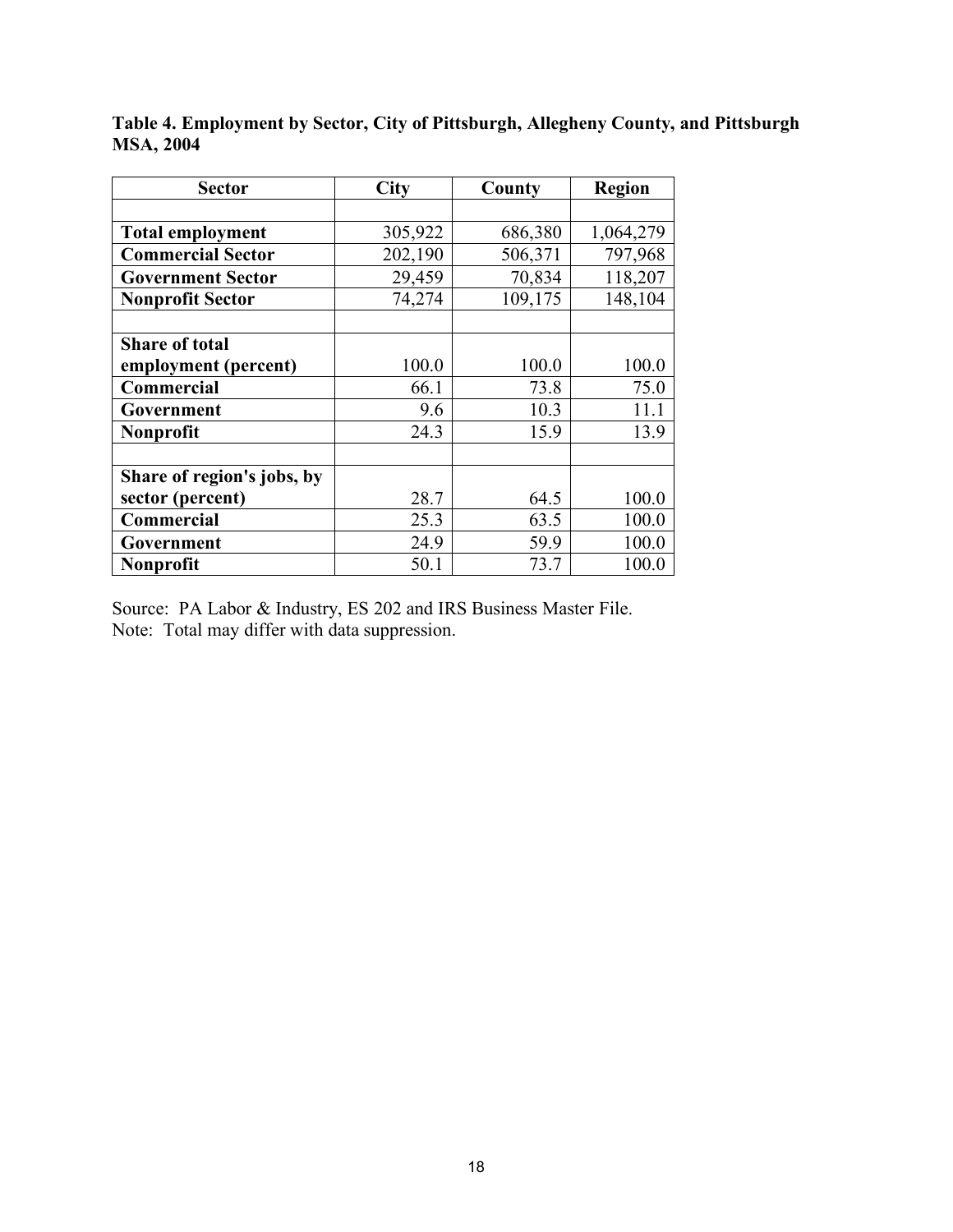**Table 4. Employment by Sector, City of Pittsburgh, Allegheny County, and Pittsburgh MSA, 2004**

| Sector | City | County | Region |
|---|---|---|---|
| | | | |
| **Total employment** | 305,922 | 686,380 | 1,064,279 |
| **Commercial Sector** | 202,190 | 506,371 | 797,968 |
| **Government Sector** | 29,459 | 70,834 | 118,207 |
| **Nonprofit Sector** | 74,274 | 109,175 | 148,104 |
| | | | |
| **Share of total employment (percent)** | 100.0 | 100.0 | 100.0 |
| **Commercial** | 66.1 | 73.8 | 75.0 |
| **Government** | 9.6 | 10.3 | 11.1 |
| **Nonprofit** | 24.3 | 15.9 | 13.9 |
| | | | |
| **Share of region's jobs, by sector (percent)** | 28.7 | 64.5 | 100.0 |
| **Commercial** | 25.3 | 63.5 | 100.0 |
| **Government** | 24.9 | 59.9 | 100.0 |
| **Nonprofit** | 50.1 | 73.7 | 100.0 |

Source: PA Labor & Industry, ES 202 and IRS Business Master File.
Note: Total may differ with data suppression.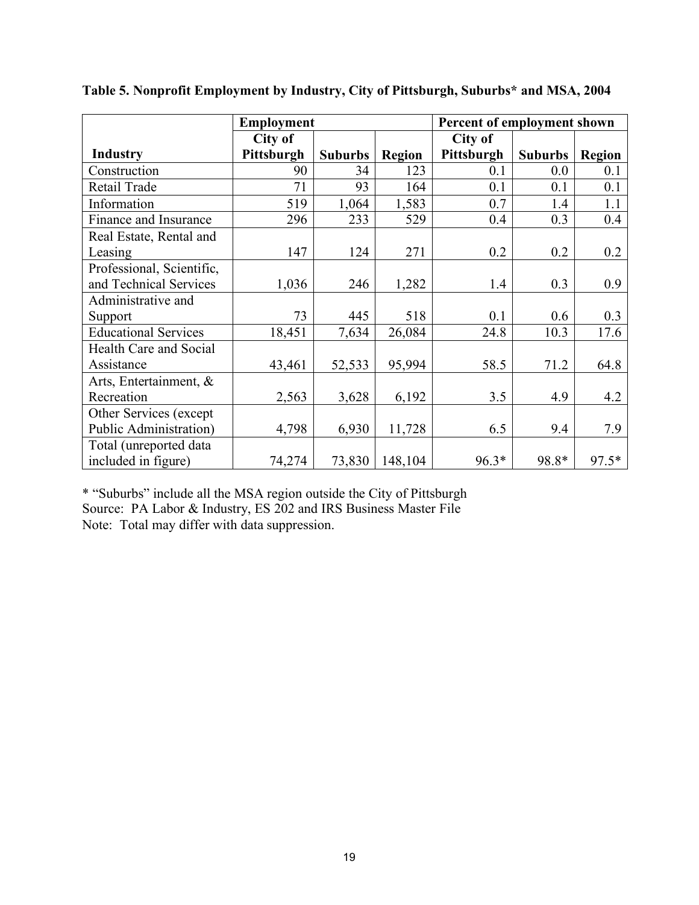**Table 5. Nonprofit Employment by Industry, City of Pittsburgh, Suburbs* and MSA, 2004**

| | Employment | | | Percent of employment shown | | |
|---|---|---|---|---|---|---|
| **Industry** | **City of Pittsburgh** | **Suburbs** | **Region** | **City of Pittsburgh** | **Suburbs** | **Region** |
| Construction | 90 | 34 | 123 | 0.1 | 0.0 | 0.1 |
| Retail Trade | 71 | 93 | 164 | 0.1 | 0.1 | 0.1 |
| Information | 519 | 1,064 | 1,583 | 0.7 | 1.4 | 1.1 |
| Finance and Insurance | 296 | 233 | 529 | 0.4 | 0.3 | 0.4 |
| Real Estate, Rental and Leasing | 147 | 124 | 271 | 0.2 | 0.2 | 0.2 |
| Professional, Scientific, and Technical Services | 1,036 | 246 | 1,282 | 1.4 | 0.3 | 0.9 |
| Administrative and Support | 73 | 445 | 518 | 0.1 | 0.6 | 0.3 |
| Educational Services | 18,451 | 7,634 | 26,084 | 24.8 | 10.3 | 17.6 |
| Health Care and Social Assistance | 43,461 | 52,533 | 95,994 | 58.5 | 71.2 | 64.8 |
| Arts, Entertainment, & Recreation | 2,563 | 3,628 | 6,192 | 3.5 | 4.9 | 4.2 |
| Other Services (except Public Administration) | 4,798 | 6,930 | 11,728 | 6.5 | 9.4 | 7.9 |
| Total (unreported data included in figure) | 74,274 | 73,830 | 148,104 | 96.3* | 98.8* | 97.5* |

* "Suburbs" include all the MSA region outside the City of Pittsburgh
Source: PA Labor & Industry, ES 202 and IRS Business Master File
Note: Total may differ with data suppression.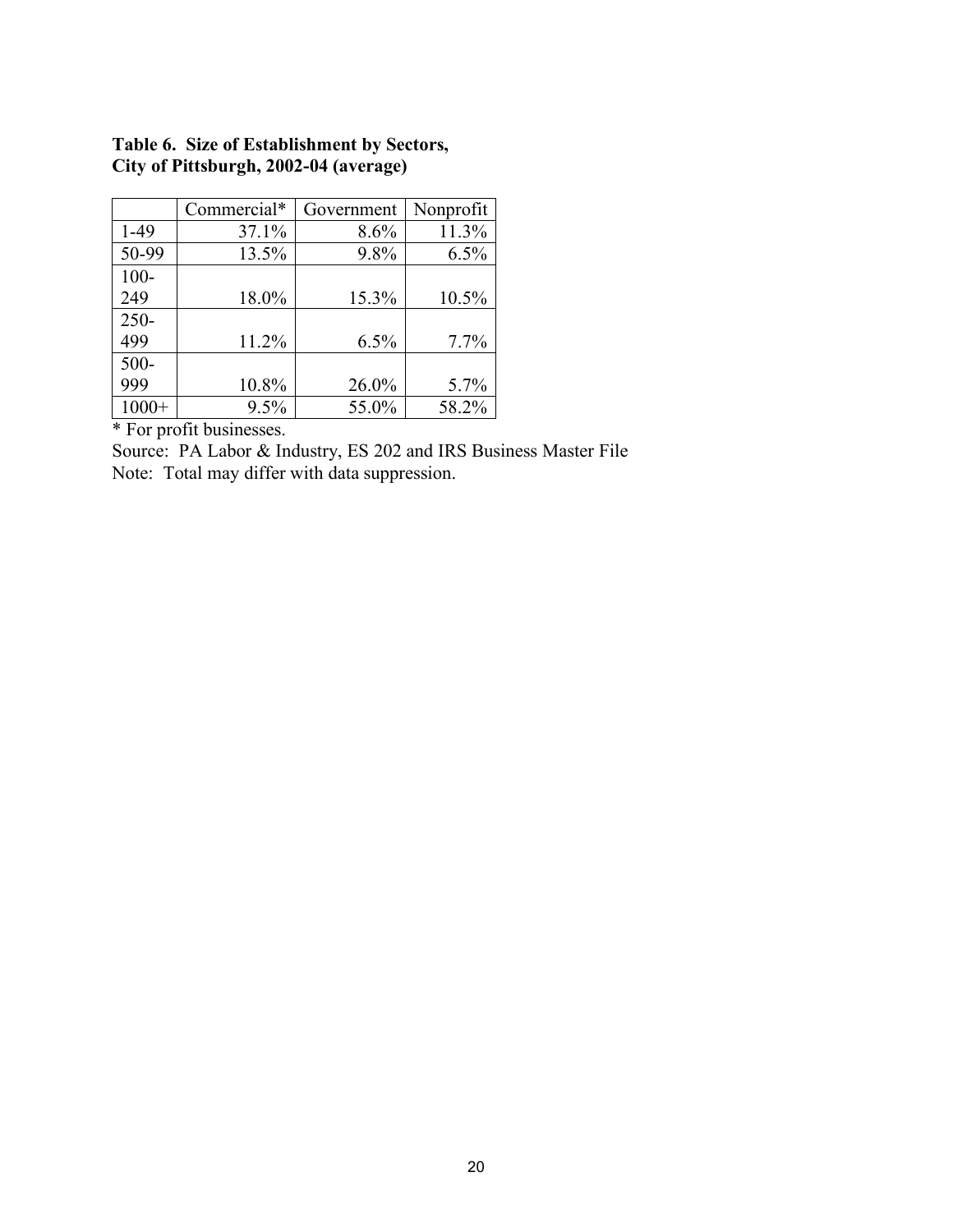**Table 6. Size of Establishment by Sectors, City of Pittsburgh, 2002-04 (average)**

| | Commercial* | Government | Nonprofit |
|---|---|---|---|
| 1-49 | 37.1% | 8.6% | 11.3% |
| 50-99 | 13.5% | 9.8% | 6.5% |
| 100-249 | 18.0% | 15.3% | 10.5% |
| 250-499 | 11.2% | 6.5% | 7.7% |
| 500-999 | 10.8% | 26.0% | 5.7% |
| 1000+ | 9.5% | 55.0% | 58.2% |

\* For profit businesses.

Source: PA Labor & Industry, ES 202 and IRS Business Master File

Note: Total may differ with data suppression.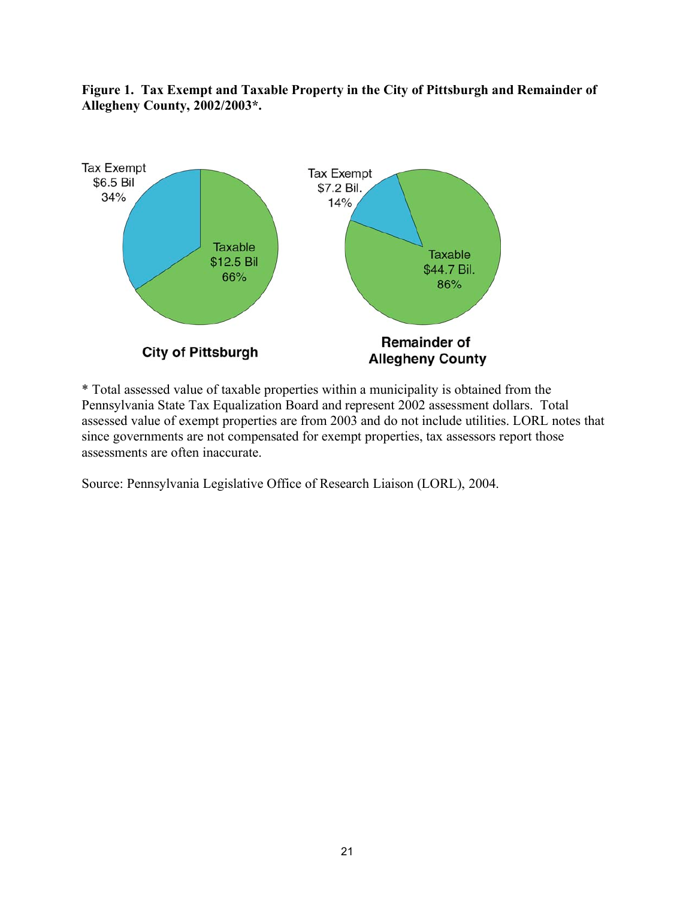**Figure 1. Tax Exempt and Taxable Property in the City of Pittsburgh and Remainder of Allegheny County, 2002/2003*.**

Tax Exempt
$6.5 Bil
34%

Taxable
$12.5 Bil
66%

**City of Pittsburgh**

Tax Exempt
$7.2 Bil.
14%

Taxable
$44.7 Bil.
86%

**Remainder of Allegheny County**

* Total assessed value of taxable properties within a municipality is obtained from the Pennsylvania State Tax Equalization Board and represent 2002 assessment dollars. Total assessed value of exempt properties are from 2003 and do not include utilities. LORL notes that since governments are not compensated for exempt properties, tax assessors report those assessments are often inaccurate.

Source: Pennsylvania Legislative Office of Research Liaison (LORL), 2004.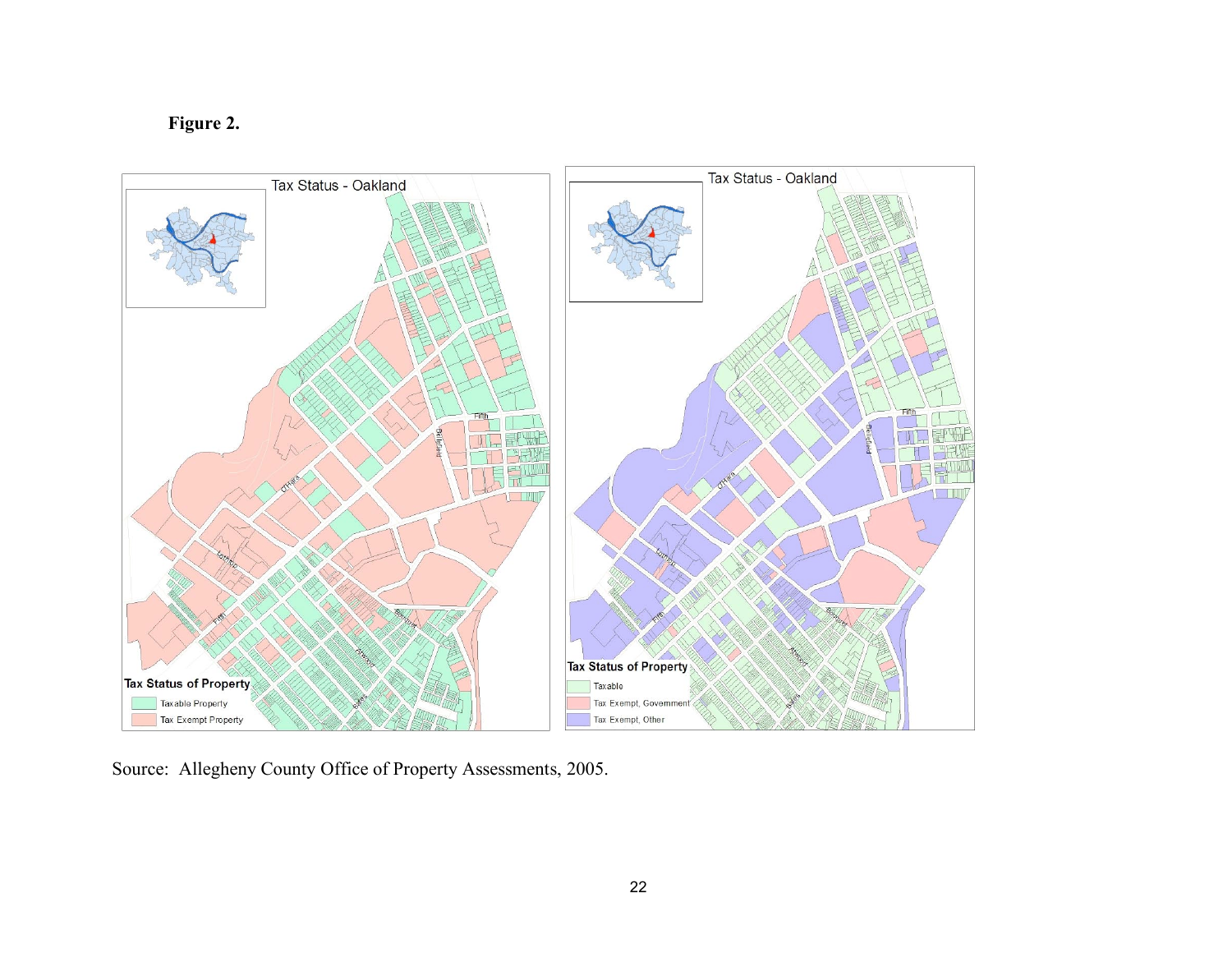**Figure 2.**

Source: Allegheny County Office of Property Assessments, 2005.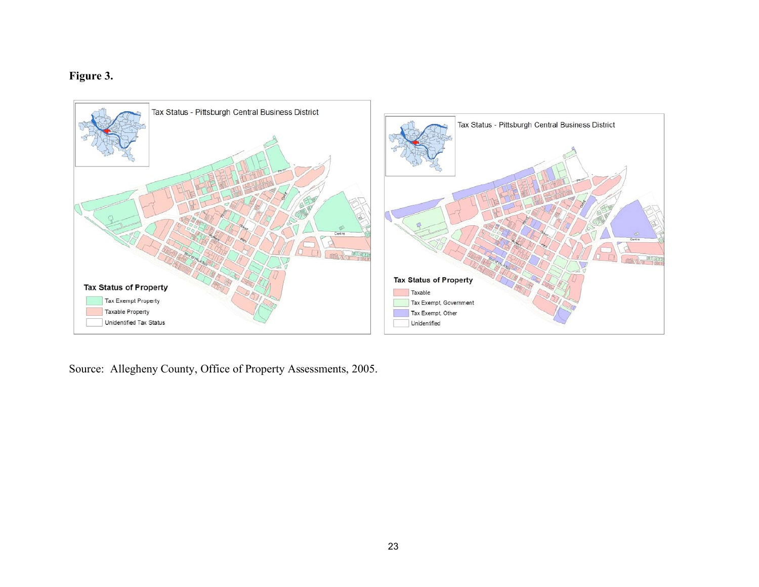**Figure 3.**

Source: Allegheny County, Office of Property Assessments, 2005.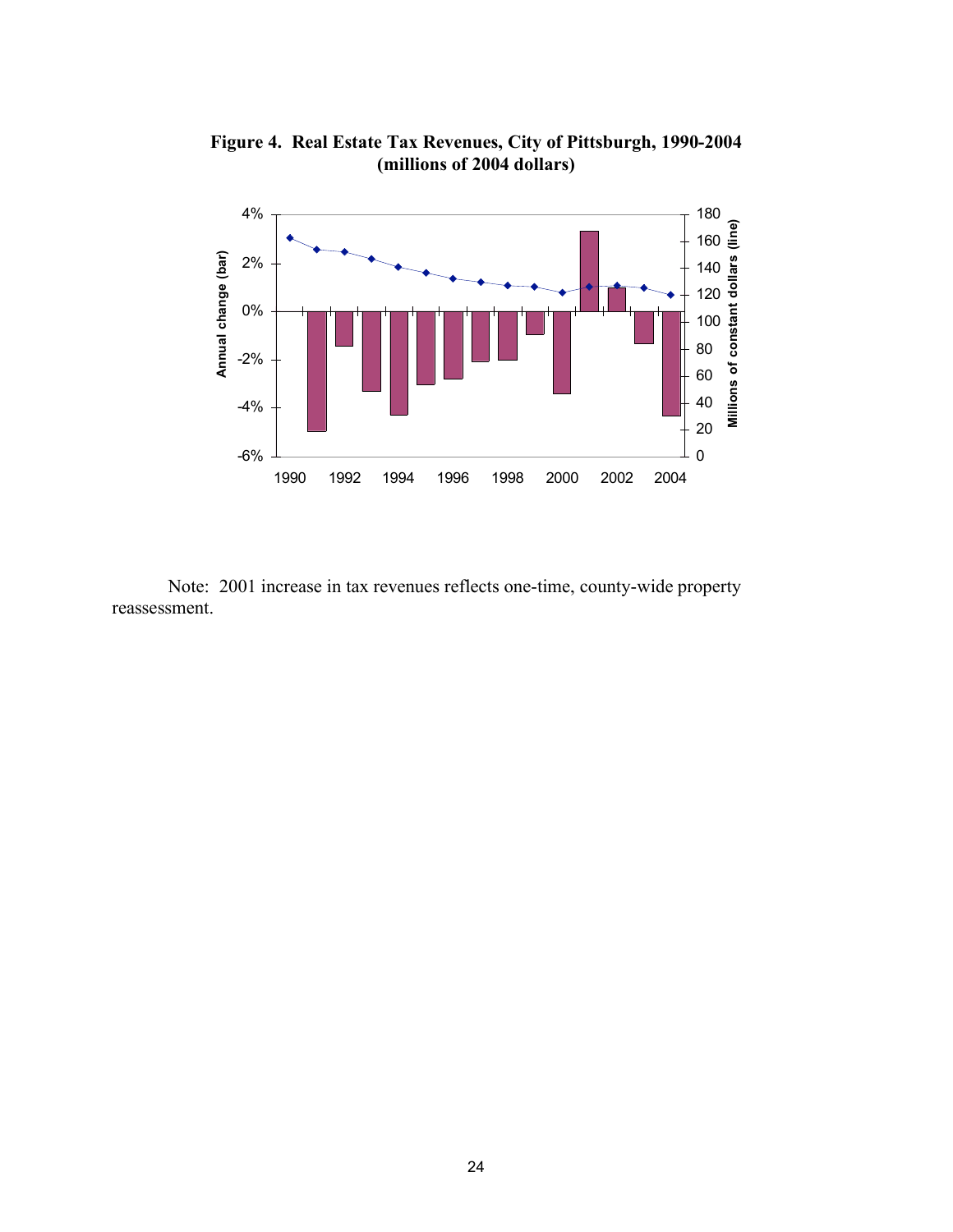**Figure 4. Real Estate Tax Revenues, City of Pittsburgh, 1990-2004 (millions of 2004 dollars)**

Annual change (bar)

4%
2%
0%
-2%
-4%
-6%

Millions of constant dollars (line)

180
160
140
120
100
80
60
40
20
0

1990 1992 1994 1996 1998 2000 2002 2004

Note: 2001 increase in tax revenues reflects one-time, county-wide property reassessment.